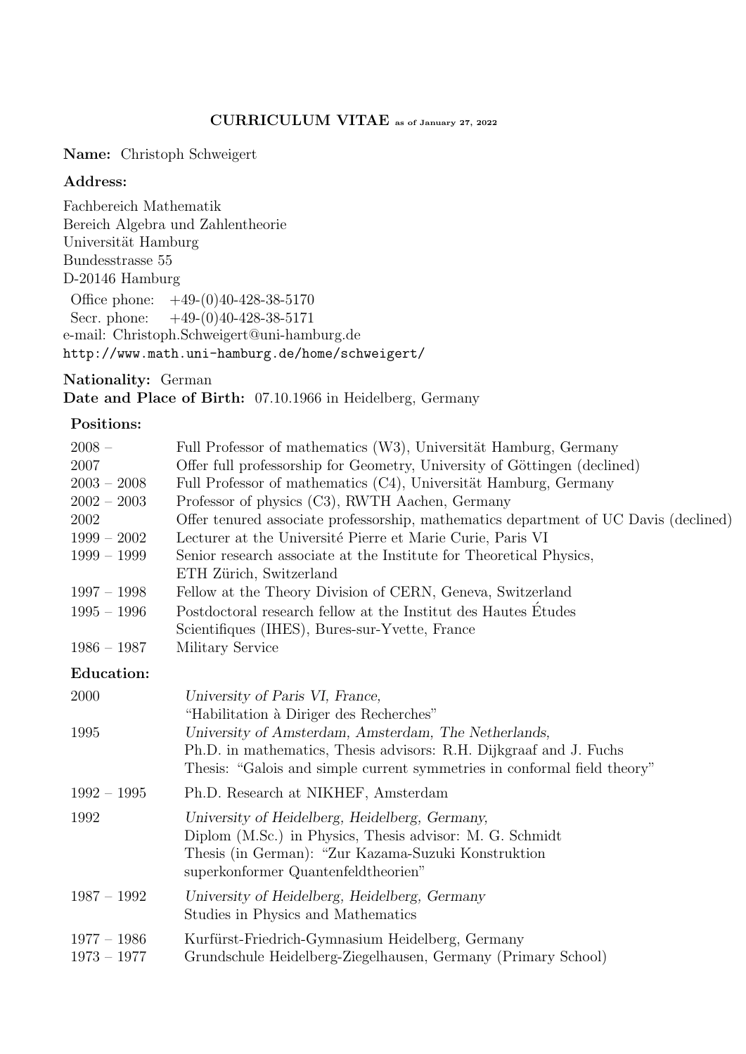# CURRICULUM VITAE as of January 27, 2022

**Name:** Christoph Schweigert

**Address:**

Fachbereich Mathematik
Bereich Algebra und Zahlentheorie
Universität Hamburg
Bundesstrasse 55
D-20146 Hamburg
Office phone: +49-(0)40-428-38-5170
Secr. phone: +49-(0)40-428-38-5171
e-mail: Christoph.Schweigert@uni-hamburg.de
http://www.math.uni-hamburg.de/home/schweigert/

**Nationality:** German
**Date and Place of Birth:** 07.10.1966 in Heidelberg, Germany

**Positions:**

| | |
|---|---|
| 2008 – | Full Professor of mathematics (W3), Universität Hamburg, Germany |
| 2007 | Offer full professorship for Geometry, University of Göttingen (declined) |
| 2003 – 2008 | Full Professor of mathematics (C4), Universität Hamburg, Germany |
| 2002 – 2003 | Professor of physics (C3), RWTH Aachen, Germany |
| 2002 | Offer tenured associate professorship, mathematics department of UC Davis (declined) |
| 1999 – 2002 | Lecturer at the Université Pierre et Marie Curie, Paris VI |
| 1999 – 1999 | Senior research associate at the Institute for Theoretical Physics, ETH Zürich, Switzerland |
| 1997 – 1998 | Fellow at the Theory Division of CERN, Geneva, Switzerland |
| 1995 – 1996 | Postdoctoral research fellow at the Institut des Hautes Études Scientifiques (IHES), Bures-sur-Yvette, France |
| 1986 – 1987 | Military Service |

**Education:**

| | |
|---|---|
| 2000 | *University of Paris VI, France,* "Habilitation à Diriger des Recherches" |
| 1995 | *University of Amsterdam, Amsterdam, The Netherlands,* Ph.D. in mathematics, Thesis advisors: R.H. Dijkgraaf and J. Fuchs; Thesis: "Galois and simple current symmetries in conformal field theory" |
| 1992 – 1995 | Ph.D. Research at NIKHEF, Amsterdam |
| 1992 | *University of Heidelberg, Heidelberg, Germany,* Diplom (M.Sc.) in Physics, Thesis advisor: M. G. Schmidt; Thesis (in German): "Zur Kazama-Suzuki Konstruktion superkonformer Quantenfeldtheorien" |
| 1987 – 1992 | *University of Heidelberg, Heidelberg, Germany* Studies in Physics and Mathematics |
| 1977 – 1986 | Kurfürst-Friedrich-Gymnasium Heidelberg, Germany |
| 1973 – 1977 | Grundschule Heidelberg-Ziegelhausen, Germany (Primary School) |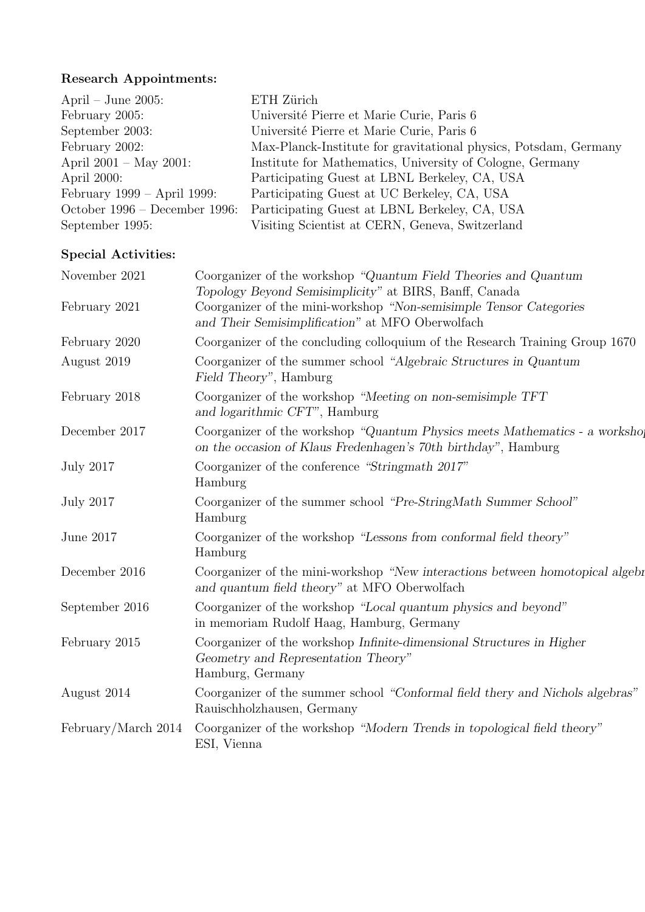**Research Appointments:**

| | |
|---|---|
| April – June 2005: | ETH Zürich |
| February 2005: | Université Pierre et Marie Curie, Paris 6 |
| September 2003: | Université Pierre et Marie Curie, Paris 6 |
| February 2002: | Max-Planck-Institute for gravitational physics, Potsdam, Germany |
| April 2001 – May 2001: | Institute for Mathematics, University of Cologne, Germany |
| April 2000: | Participating Guest at LBNL Berkeley, CA, USA |
| February 1999 – April 1999: | Participating Guest at UC Berkeley, CA, USA |
| October 1996 – December 1996: | Participating Guest at LBNL Berkeley, CA, USA |
| September 1995: | Visiting Scientist at CERN, Geneva, Switzerland |

**Special Activities:**

| | |
|---|---|
| November 2021 | Coorganizer of the workshop *"Quantum Field Theories and Quantum Topology Beyond Semisimplicity"* at BIRS, Banff, Canada |
| February 2021 | Coorganizer of the mini-workshop *"Non-semisimple Tensor Categories and Their Semisimplification"* at MFO Oberwolfach |
| February 2020 | Coorganizer of the concluding colloquium of the Research Training Group 1670 |
| August 2019 | Coorganizer of the summer school *"Algebraic Structures in Quantum Field Theory"*, Hamburg |
| February 2018 | Coorganizer of the workshop *"Meeting on non-semisimple TFT and logarithmic CFT"*, Hamburg |
| December 2017 | Coorganizer of the workshop *"Quantum Physics meets Mathematics - a workshop on the occasion of Klaus Fredenhagen's 70th birthday"*, Hamburg |
| July 2017 | Coorganizer of the conference *"Stringmath 2017"* Hamburg |
| July 2017 | Coorganizer of the summer school *"Pre-StringMath Summer School"* Hamburg |
| June 2017 | Coorganizer of the workshop *"Lessons from conformal field theory"* Hamburg |
| December 2016 | Coorganizer of the mini-workshop *"New interactions between homotopical algebra and quantum field theory"* at MFO Oberwolfach |
| September 2016 | Coorganizer of the workshop *"Local quantum physics and beyond"* in memoriam Rudolf Haag, Hamburg, Germany |
| February 2015 | Coorganizer of the workshop *Infinite-dimensional Structures in Higher Geometry and Representation Theory"* Hamburg, Germany |
| August 2014 | Coorganizer of the summer school *"Conformal field thery and Nichols algebras"* Rauischholzhausen, Germany |
| February/March 2014 | Coorganizer of the workshop *"Modern Trends in topological field theory"* ESI, Vienna |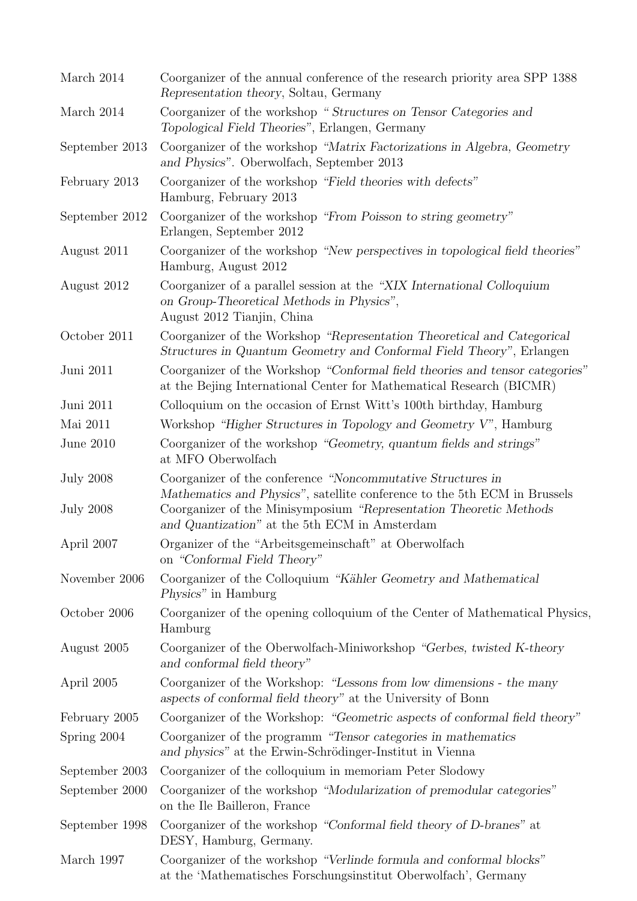| | |
|---|---|
| March 2014 | Coorganizer of the annual conference of the research priority area SPP 1388 *Representation theory*, Soltau, Germany |
| March 2014 | Coorganizer of the workshop *" Structures on Tensor Categories and Topological Field Theories"*, Erlangen, Germany |
| September 2013 | Coorganizer of the workshop *"Matrix Factorizations in Algebra, Geometry and Physics"*. Oberwolfach, September 2013 |
| February 2013 | Coorganizer of the workshop *"Field theories with defects"* Hamburg, February 2013 |
| September 2012 | Coorganizer of the workshop *"From Poisson to string geometry"* Erlangen, September 2012 |
| August 2011 | Coorganizer of the workshop *"New perspectives in topological field theories"* Hamburg, August 2012 |
| August 2012 | Coorganizer of a parallel session at the *"XIX International Colloquium on Group-Theoretical Methods in Physics"*, August 2012 Tianjin, China |
| October 2011 | Coorganizer of the Workshop *"Representation Theoretical and Categorical Structures in Quantum Geometry and Conformal Field Theory"*, Erlangen |
| Juni 2011 | Coorganizer of the Workshop *"Conformal field theories and tensor categories"* at the Bejing International Center for Mathematical Research (BICMR) |
| Juni 2011 | Colloquium on the occasion of Ernst Witt's 100th birthday, Hamburg |
| Mai 2011 | Workshop *"Higher Structures in Topology and Geometry V"*, Hamburg |
| June 2010 | Coorganizer of the workshop *"Geometry, quantum fields and strings"* at MFO Oberwolfach |
| July 2008 | Coorganizer of the conference *"Noncommutative Structures in Mathematics and Physics"*, satellite conference to the 5th ECM in Brussels |
| July 2008 | Coorganizer of the Minisymposium *"Representation Theoretic Methods and Quantization"* at the 5th ECM in Amsterdam |
| April 2007 | Organizer of the "Arbeitsgemeinschaft" at Oberwolfach on *"Conformal Field Theory"* |
| November 2006 | Coorganizer of the Colloquium *"Kähler Geometry and Mathematical Physics"* in Hamburg |
| October 2006 | Coorganizer of the opening colloquium of the Center of Mathematical Physics, Hamburg |
| August 2005 | Coorganizer of the Oberwolfach-Miniworkshop *"Gerbes, twisted K-theory and conformal field theory"* |
| April 2005 | Coorganizer of the Workshop: *"Lessons from low dimensions - the many aspects of conformal field theory"* at the University of Bonn |
| February 2005 | Coorganizer of the Workshop: *"Geometric aspects of conformal field theory"* |
| Spring 2004 | Coorganizer of the programm *"Tensor categories in mathematics and physics"* at the Erwin-Schrödinger-Institut in Vienna |
| September 2003 | Coorganizer of the colloquium in memoriam Peter Slodowy |
| September 2000 | Coorganizer of the workshop *"Modularization of premodular categories"* on the Ile Bailleron, France |
| September 1998 | Coorganizer of the workshop *"Conformal field theory of D-branes"* at DESY, Hamburg, Germany. |
| March 1997 | Coorganizer of the workshop *"Verlinde formula and conformal blocks"* at the 'Mathematisches Forschungsinstitut Oberwolfach', Germany |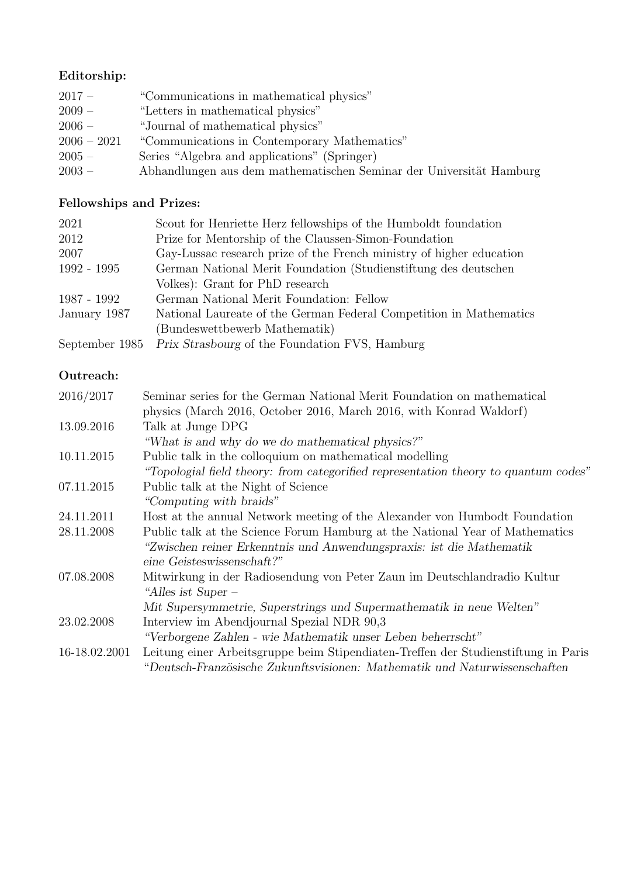**Editorship:**

| | |
|---|---|
| 2017 – | "Communications in mathematical physics" |
| 2009 – | "Letters in mathematical physics" |
| 2006 – | "Journal of mathematical physics" |
| 2006 – 2021 | "Communications in Contemporary Mathematics" |
| 2005 – | Series "Algebra and applications" (Springer) |
| 2003 – | Abhandlungen aus dem mathematischen Seminar der Universität Hamburg |

**Fellowships and Prizes:**

| | |
|---|---|
| 2021 | Scout for Henriette Herz fellowships of the Humboldt foundation |
| 2012 | Prize for Mentorship of the Claussen-Simon-Foundation |
| 2007 | Gay-Lussac research prize of the French ministry of higher education |
| 1992 - 1995 | German National Merit Foundation (Studienstiftung des deutschen Volkes): Grant for PhD research |
| 1987 - 1992 | German National Merit Foundation: Fellow |
| January 1987 | National Laureate of the German Federal Competition in Mathematics (Bundeswettbewerb Mathematik) |
| September 1985 | *Prix Strasbourg* of the Foundation FVS, Hamburg |

**Outreach:**

| | |
|---|---|
| 2016/2017 | Seminar series for the German National Merit Foundation on mathematical physics (March 2016, October 2016, March 2016, with Konrad Waldorf) |
| 13.09.2016 | Talk at Junge DPG *"What is and why do we do mathematical physics?"* |
| 10.11.2015 | Public talk in the colloquium on mathematical modelling *"Topologial field theory: from categorified representation theory to quantum codes"* |
| 07.11.2015 | Public talk at the Night of Science *"Computing with braids"* |
| 24.11.2011 | Host at the annual Network meeting of the Alexander von Humbodt Foundation |
| 28.11.2008 | Public talk at the Science Forum Hamburg at the National Year of Mathematics *"Zwischen reiner Erkenntnis und Anwendungspraxis: ist die Mathematik eine Geisteswissenschaft?"* |
| 07.08.2008 | Mitwirkung in der Radiosendung von Peter Zaun im Deutschlandradio Kultur *"Alles ist Super – Mit Supersymmetrie, Superstrings und Supermathematik in neue Welten"* |
| 23.02.2008 | Interview im Abendjournal Spezial NDR 90,3 *"Verborgene Zahlen - wie Mathematik unser Leben beherrscht"* |
| 16-18.02.2001 | Leitung einer Arbeitsgruppe beim Stipendiaten-Treffen der Studienstiftung in Paris *"Deutsch-Französische Zukunftsvisionen: Mathematik und Naturwissenschaften* |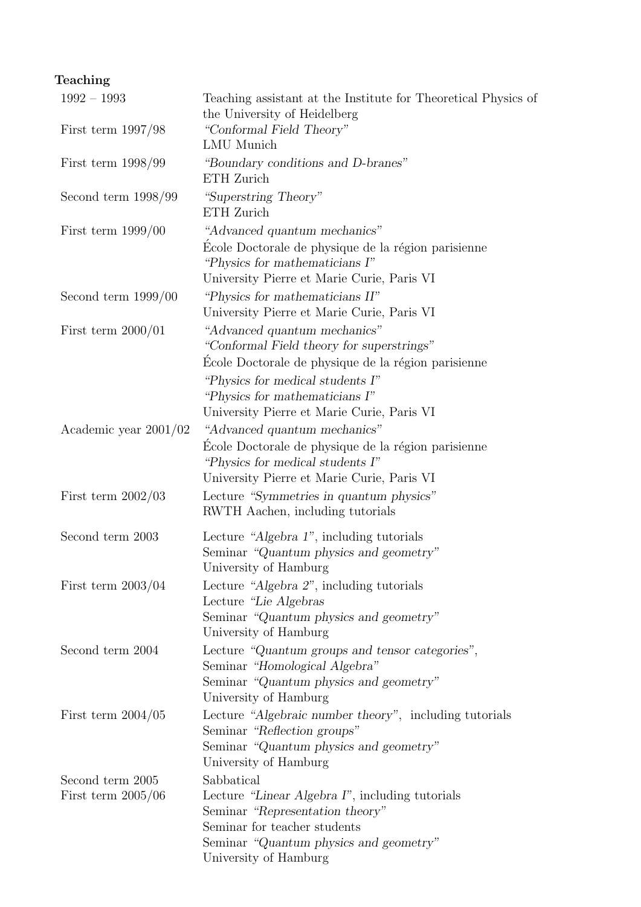**Teaching**

| | |
|---|---|
| 1992 – 1993 | Teaching assistant at the Institute for Theoretical Physics of the University of Heidelberg |
| First term 1997/98 | *"Conformal Field Theory"*<br>LMU Munich |
| First term 1998/99 | *"Boundary conditions and D-branes"*<br>ETH Zurich |
| Second term 1998/99 | *"Superstring Theory"*<br>ETH Zurich |
| First term 1999/00 | *"Advanced quantum mechanics"*<br>École Doctorale de physique de la région parisienne<br>*"Physics for mathematicians I"*<br>University Pierre et Marie Curie, Paris VI |
| Second term 1999/00 | *"Physics for mathematicians II"*<br>University Pierre et Marie Curie, Paris VI |
| First term 2000/01 | *"Advanced quantum mechanics"*<br>*"Conformal Field theory for superstrings"*<br>École Doctorale de physique de la région parisienne<br>*"Physics for medical students I"*<br>*"Physics for mathematicians I"*<br>University Pierre et Marie Curie, Paris VI |
| Academic year 2001/02 | *"Advanced quantum mechanics"*<br>École Doctorale de physique de la région parisienne<br>*"Physics for medical students I"*<br>University Pierre et Marie Curie, Paris VI |
| First term 2002/03 | Lecture *"Symmetries in quantum physics"*<br>RWTH Aachen, including tutorials |
| Second term 2003 | Lecture *"Algebra 1"*, including tutorials<br>Seminar *"Quantum physics and geometry"*<br>University of Hamburg |
| First term 2003/04 | Lecture *"Algebra 2"*, including tutorials<br>Lecture *"Lie Algebras*<br>Seminar *"Quantum physics and geometry"*<br>University of Hamburg |
| Second term 2004 | Lecture *"Quantum groups and tensor categories"*,<br>Seminar *"Homological Algebra"*<br>Seminar *"Quantum physics and geometry"*<br>University of Hamburg |
| First term 2004/05 | Lecture *"Algebraic number theory"*, including tutorials<br>Seminar *"Reflection groups"*<br>Seminar *"Quantum physics and geometry"*<br>University of Hamburg |
| Second term 2005 | Sabbatical |
| First term 2005/06 | Lecture *"Linear Algebra I"*, including tutorials<br>Seminar *"Representation theory"*<br>Seminar for teacher students<br>Seminar *"Quantum physics and geometry"*<br>University of Hamburg |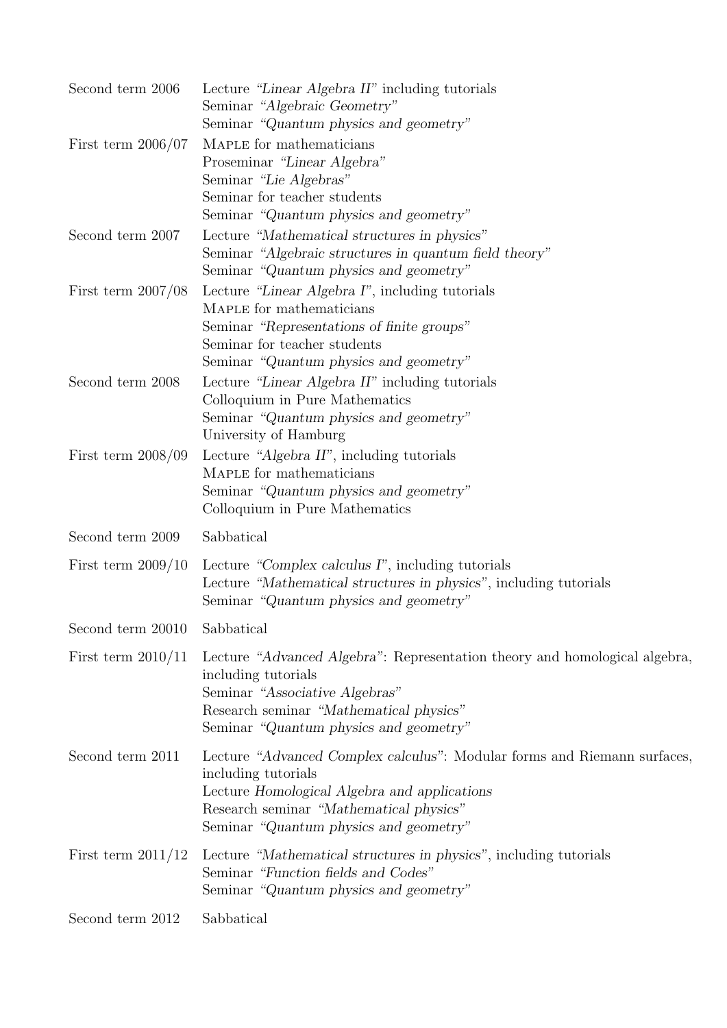| | |
|---|---|
| Second term 2006 | Lecture *"Linear Algebra II"* including tutorials<br>Seminar *"Algebraic Geometry"*<br>Seminar *"Quantum physics and geometry"* |
| First term 2006/07 | MAPLE for mathematicians<br>Proseminar *"Linear Algebra"*<br>Seminar *"Lie Algebras"*<br>Seminar for teacher students<br>Seminar *"Quantum physics and geometry"* |
| Second term 2007 | Lecture *"Mathematical structures in physics"*<br>Seminar *"Algebraic structures in quantum field theory"*<br>Seminar *"Quantum physics and geometry"* |
| First term 2007/08 | Lecture *"Linear Algebra I"*, including tutorials<br>MAPLE for mathematicians<br>Seminar *"Representations of finite groups"*<br>Seminar for teacher students<br>Seminar *"Quantum physics and geometry"* |
| Second term 2008 | Lecture *"Linear Algebra II"* including tutorials<br>Colloquium in Pure Mathematics<br>Seminar *"Quantum physics and geometry"*<br>University of Hamburg |
| First term 2008/09 | Lecture *"Algebra II"*, including tutorials<br>MAPLE for mathematicians<br>Seminar *"Quantum physics and geometry"*<br>Colloquium in Pure Mathematics |
| Second term 2009 | Sabbatical |
| First term 2009/10 | Lecture *"Complex calculus I"*, including tutorials<br>Lecture *"Mathematical structures in physics"*, including tutorials<br>Seminar *"Quantum physics and geometry"* |
| Second term 20010 | Sabbatical |
| First term 2010/11 | Lecture *"Advanced Algebra"*: Representation theory and homological algebra, including tutorials<br>Seminar *"Associative Algebras"*<br>Research seminar *"Mathematical physics"*<br>Seminar *"Quantum physics and geometry"* |
| Second term 2011 | Lecture *"Advanced Complex calculus"*: Modular forms and Riemann surfaces, including tutorials<br>Lecture *Homological Algebra and applications*<br>Research seminar *"Mathematical physics"*<br>Seminar *"Quantum physics and geometry"* |
| First term 2011/12 | Lecture *"Mathematical structures in physics"*, including tutorials<br>Seminar *"Function fields and Codes"*<br>Seminar *"Quantum physics and geometry"* |
| Second term 2012 | Sabbatical |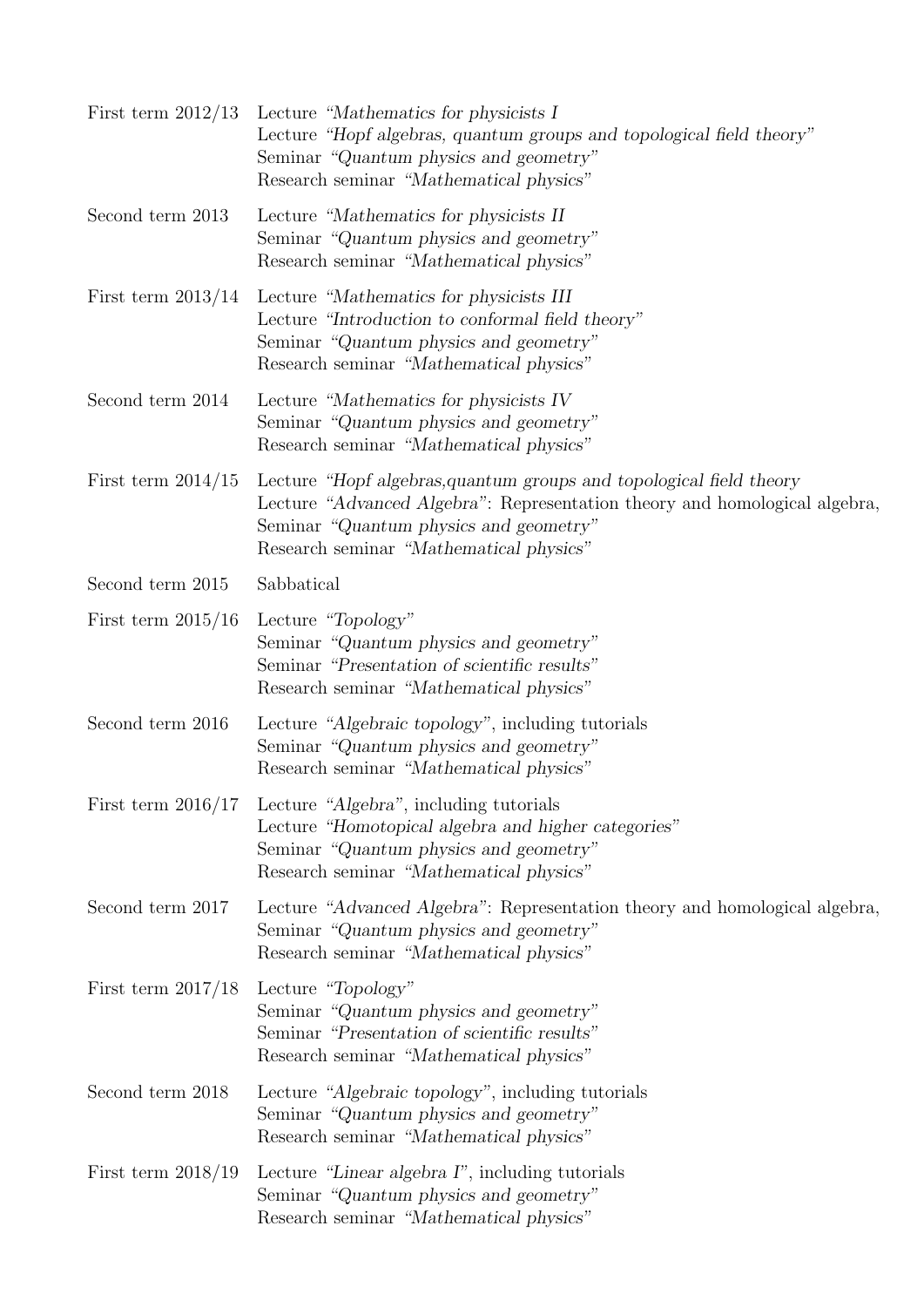First term 2012/13
- Lecture *"Mathematics for physicists I*
- Lecture *"Hopf algebras, quantum groups and topological field theory"*
- Seminar *"Quantum physics and geometry"*
- Research seminar *"Mathematical physics"*

Second term 2013
- Lecture *"Mathematics for physicists II*
- Seminar *"Quantum physics and geometry"*
- Research seminar *"Mathematical physics"*

First term 2013/14
- Lecture *"Mathematics for physicists III*
- Lecture *"Introduction to conformal field theory"*
- Seminar *"Quantum physics and geometry"*
- Research seminar *"Mathematical physics"*

Second term 2014
- Lecture *"Mathematics for physicists IV*
- Seminar *"Quantum physics and geometry"*
- Research seminar *"Mathematical physics"*

First term 2014/15
- Lecture *"Hopf algebras,quantum groups and topological field theory*
- Lecture *"Advanced Algebra"*: Representation theory and homological algebra,
- Seminar *"Quantum physics and geometry"*
- Research seminar *"Mathematical physics"*

Second term 2015
- Sabbatical

First term 2015/16
- Lecture *"Topology"*
- Seminar *"Quantum physics and geometry"*
- Seminar *"Presentation of scientific results"*
- Research seminar *"Mathematical physics"*

Second term 2016
- Lecture *"Algebraic topology"*, including tutorials
- Seminar *"Quantum physics and geometry"*
- Research seminar *"Mathematical physics"*

First term 2016/17
- Lecture *"Algebra"*, including tutorials
- Lecture *"Homotopical algebra and higher categories"*
- Seminar *"Quantum physics and geometry"*
- Research seminar *"Mathematical physics"*

Second term 2017
- Lecture *"Advanced Algebra"*: Representation theory and homological algebra,
- Seminar *"Quantum physics and geometry"*
- Research seminar *"Mathematical physics"*

First term 2017/18
- Lecture *"Topology"*
- Seminar *"Quantum physics and geometry"*
- Seminar *"Presentation of scientific results"*
- Research seminar *"Mathematical physics"*

Second term 2018
- Lecture *"Algebraic topology"*, including tutorials
- Seminar *"Quantum physics and geometry"*
- Research seminar *"Mathematical physics"*

First term 2018/19
- Lecture *"Linear algebra I"*, including tutorials
- Seminar *"Quantum physics and geometry"*
- Research seminar *"Mathematical physics"*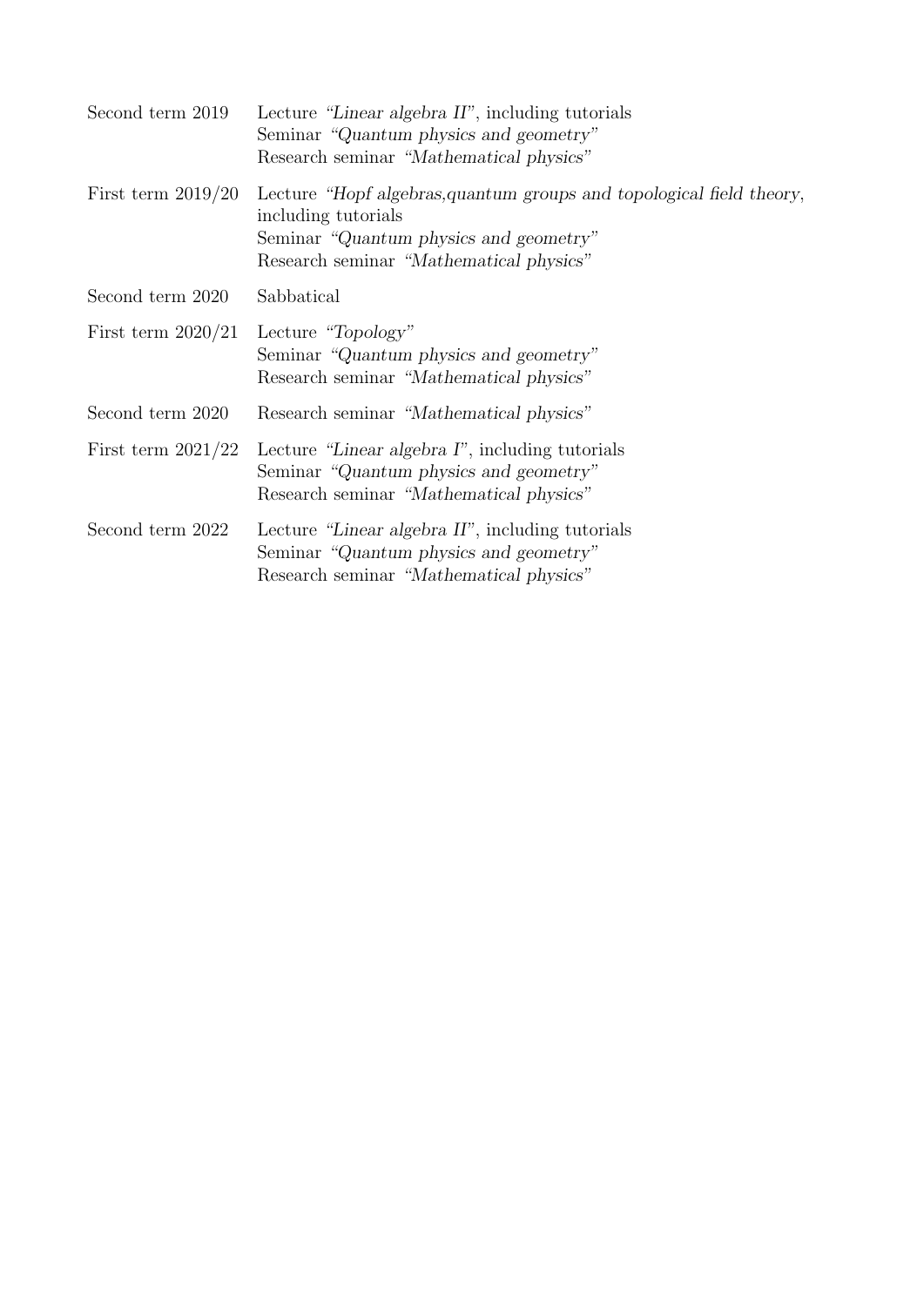| | |
|---|---|
| Second term 2019 | Lecture *"Linear algebra II"*, including tutorials<br>Seminar *"Quantum physics and geometry"*<br>Research seminar *"Mathematical physics"* |
| First term 2019/20 | Lecture *"Hopf algebras,quantum groups and topological field theory*, including tutorials<br>Seminar *"Quantum physics and geometry"*<br>Research seminar *"Mathematical physics"* |
| Second term 2020 | Sabbatical |
| First term 2020/21 | Lecture *"Topology"*<br>Seminar *"Quantum physics and geometry"*<br>Research seminar *"Mathematical physics"* |
| Second term 2020 | Research seminar *"Mathematical physics"* |
| First term 2021/22 | Lecture *"Linear algebra I"*, including tutorials<br>Seminar *"Quantum physics and geometry"*<br>Research seminar *"Mathematical physics"* |
| Second term 2022 | Lecture *"Linear algebra II"*, including tutorials<br>Seminar *"Quantum physics and geometry"*<br>Research seminar *"Mathematical physics"* |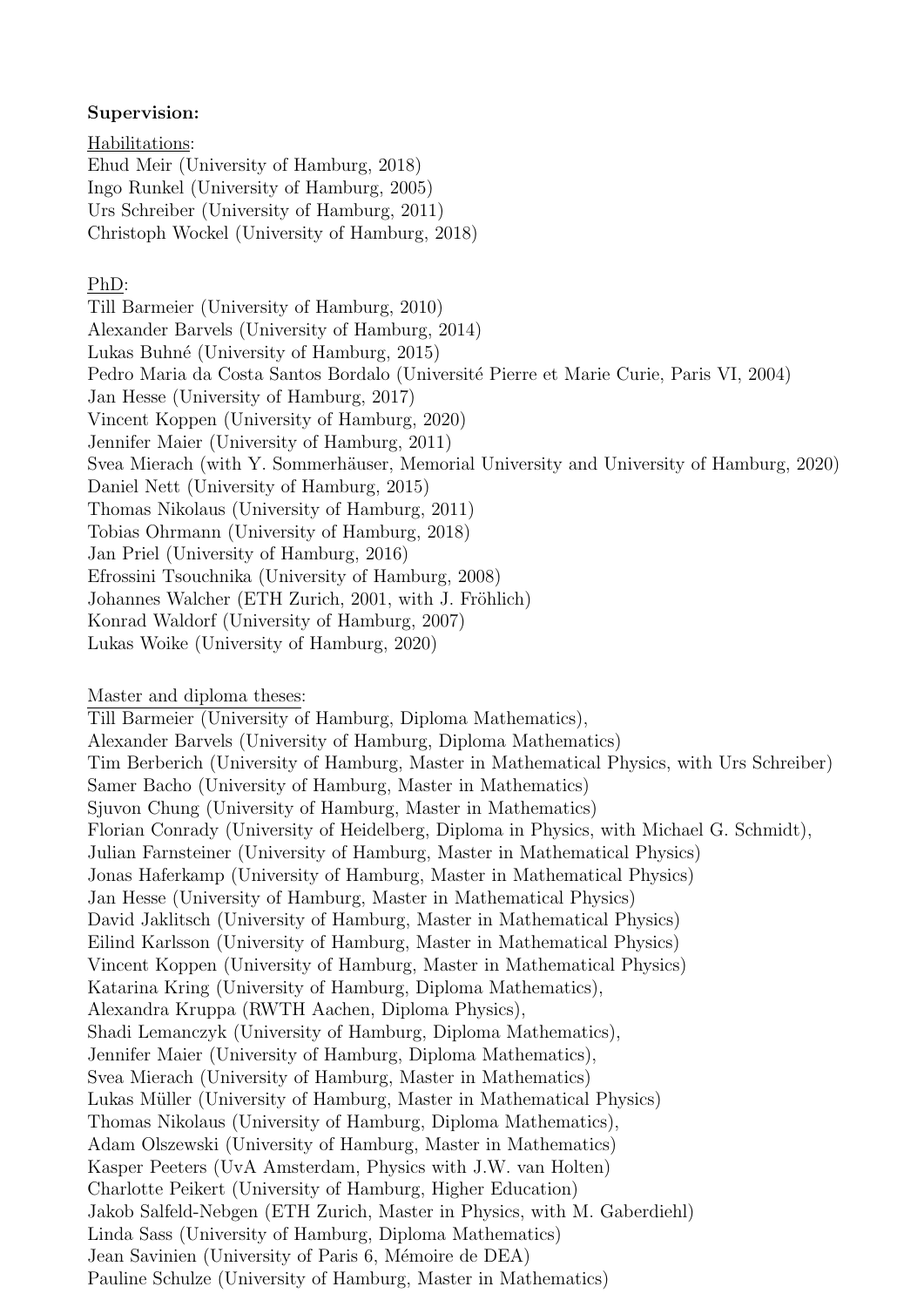**Supervision:**

Habilitations:
Ehud Meir (University of Hamburg, 2018)
Ingo Runkel (University of Hamburg, 2005)
Urs Schreiber (University of Hamburg, 2011)
Christoph Wockel (University of Hamburg, 2018)

PhD:
Till Barmeier (University of Hamburg, 2010)
Alexander Barvels (University of Hamburg, 2014)
Lukas Buhné (University of Hamburg, 2015)
Pedro Maria da Costa Santos Bordalo (Université Pierre et Marie Curie, Paris VI, 2004)
Jan Hesse (University of Hamburg, 2017)
Vincent Koppen (University of Hamburg, 2020)
Jennifer Maier (University of Hamburg, 2011)
Svea Mierach (with Y. Sommerhäuser, Memorial University and University of Hamburg, 2020)
Daniel Nett (University of Hamburg, 2015)
Thomas Nikolaus (University of Hamburg, 2011)
Tobias Ohrmann (University of Hamburg, 2018)
Jan Priel (University of Hamburg, 2016)
Efrossini Tsouchnika (University of Hamburg, 2008)
Johannes Walcher (ETH Zurich, 2001, with J. Fröhlich)
Konrad Waldorf (University of Hamburg, 2007)
Lukas Woike (University of Hamburg, 2020)

Master and diploma theses:
Till Barmeier (University of Hamburg, Diploma Mathematics),
Alexander Barvels (University of Hamburg, Diploma Mathematics)
Tim Berberich (University of Hamburg, Master in Mathematical Physics, with Urs Schreiber)
Samer Bacho (University of Hamburg, Master in Mathematics)
Sjuvon Chung (University of Hamburg, Master in Mathematics)
Florian Conrady (University of Heidelberg, Diploma in Physics, with Michael G. Schmidt),
Julian Farnsteiner (University of Hamburg, Master in Mathematical Physics)
Jonas Haferkamp (University of Hamburg, Master in Mathematical Physics)
Jan Hesse (University of Hamburg, Master in Mathematical Physics)
David Jaklitsch (University of Hamburg, Master in Mathematical Physics)
Eilind Karlsson (University of Hamburg, Master in Mathematical Physics)
Vincent Koppen (University of Hamburg, Master in Mathematical Physics)
Katarina Kring (University of Hamburg, Diploma Mathematics),
Alexandra Kruppa (RWTH Aachen, Diploma Physics),
Shadi Lemanczyk (University of Hamburg, Diploma Mathematics),
Jennifer Maier (University of Hamburg, Diploma Mathematics),
Svea Mierach (University of Hamburg, Master in Mathematics)
Lukas Müller (University of Hamburg, Master in Mathematical Physics)
Thomas Nikolaus (University of Hamburg, Diploma Mathematics),
Adam Olszewski (University of Hamburg, Master in Mathematics)
Kasper Peeters (UvA Amsterdam, Physics with J.W. van Holten)
Charlotte Peikert (University of Hamburg, Higher Education)
Jakob Salfeld-Nebgen (ETH Zurich, Master in Physics, with M. Gaberdiehl)
Linda Sass (University of Hamburg, Diploma Mathematics)
Jean Savinien (University of Paris 6, Mémoire de DEA)
Pauline Schulze (University of Hamburg, Master in Mathematics)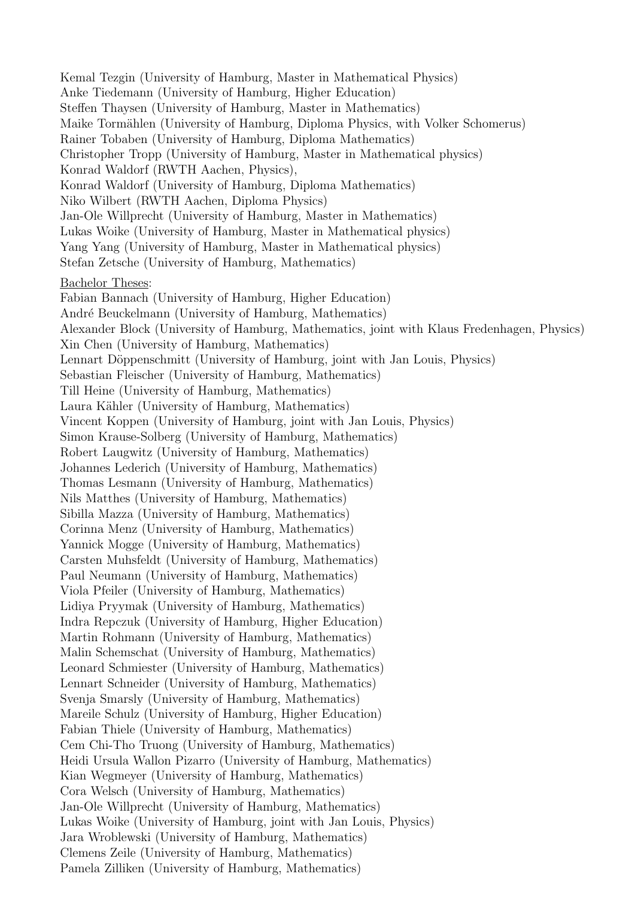Kemal Tezgin (University of Hamburg, Master in Mathematical Physics)
Anke Tiedemann (University of Hamburg, Higher Education)
Steffen Thaysen (University of Hamburg, Master in Mathematics)
Maike Tormählen (University of Hamburg, Diploma Physics, with Volker Schomerus)
Rainer Tobaben (University of Hamburg, Diploma Mathematics)
Christopher Tropp (University of Hamburg, Master in Mathematical physics)
Konrad Waldorf (RWTH Aachen, Physics),
Konrad Waldorf (University of Hamburg, Diploma Mathematics)
Niko Wilbert (RWTH Aachen, Diploma Physics)
Jan-Ole Willprecht (University of Hamburg, Master in Mathematics)
Lukas Woike (University of Hamburg, Master in Mathematical physics)
Yang Yang (University of Hamburg, Master in Mathematical physics)
Stefan Zetsche (University of Hamburg, Mathematics)

<u>Bachelor Theses</u>:
Fabian Bannach (University of Hamburg, Higher Education)
André Beuckelmann (University of Hamburg, Mathematics)
Alexander Block (University of Hamburg, Mathematics, joint with Klaus Fredenhagen, Physics)
Xin Chen (University of Hamburg, Mathematics)
Lennart Döppenschmitt (University of Hamburg, joint with Jan Louis, Physics)
Sebastian Fleischer (University of Hamburg, Mathematics)
Till Heine (University of Hamburg, Mathematics)
Laura Kähler (University of Hamburg, Mathematics)
Vincent Koppen (University of Hamburg, joint with Jan Louis, Physics)
Simon Krause-Solberg (University of Hamburg, Mathematics)
Robert Laugwitz (University of Hamburg, Mathematics)
Johannes Lederich (University of Hamburg, Mathematics)
Thomas Lesmann (University of Hamburg, Mathematics)
Nils Matthes (University of Hamburg, Mathematics)
Sibilla Mazza (University of Hamburg, Mathematics)
Corinna Menz (University of Hamburg, Mathematics)
Yannick Mogge (University of Hamburg, Mathematics)
Carsten Muhsfeldt (University of Hamburg, Mathematics)
Paul Neumann (University of Hamburg, Mathematics)
Viola Pfeiler (University of Hamburg, Mathematics)
Lidiya Pryymak (University of Hamburg, Mathematics)
Indra Repczuk (University of Hamburg, Higher Education)
Martin Rohmann (University of Hamburg, Mathematics)
Malin Schemschat (University of Hamburg, Mathematics)
Leonard Schmiester (University of Hamburg, Mathematics)
Lennart Schneider (University of Hamburg, Mathematics)
Svenja Smarsly (University of Hamburg, Mathematics)
Mareile Schulz (University of Hamburg, Higher Education)
Fabian Thiele (University of Hamburg, Mathematics)
Cem Chi-Tho Truong (University of Hamburg, Mathematics)
Heidi Ursula Wallon Pizarro (University of Hamburg, Mathematics)
Kian Wegmeyer (University of Hamburg, Mathematics)
Cora Welsch (University of Hamburg, Mathematics)
Jan-Ole Willprecht (University of Hamburg, Mathematics)
Lukas Woike (University of Hamburg, joint with Jan Louis, Physics)
Jara Wroblewski (University of Hamburg, Mathematics)
Clemens Zeile (University of Hamburg, Mathematics)
Pamela Zilliken (University of Hamburg, Mathematics)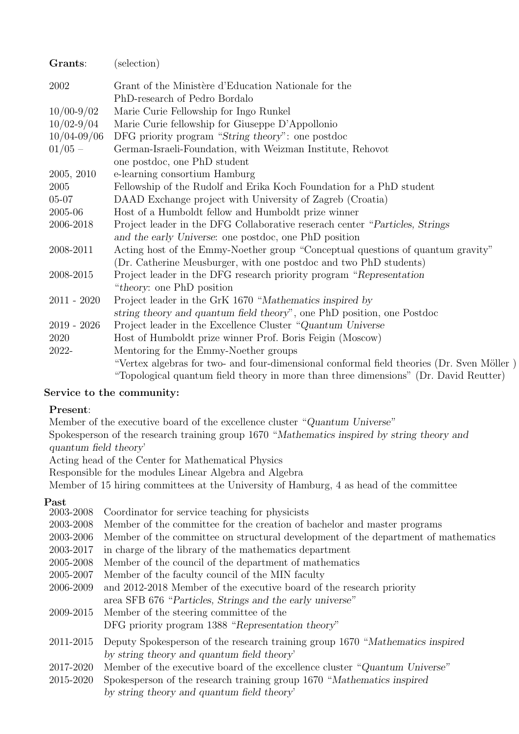**Grants**: (selection)

| | |
|---|---|
| 2002 | Grant of the Ministère d'Education Nationale for the PhD-research of Pedro Bordalo |
| 10/00-9/02 | Marie Curie Fellowship for Ingo Runkel |
| 10/02-9/04 | Marie Curie fellowship for Giuseppe D'Appollonio |
| 10/04-09/06 | DFG priority program "*String theory*": one postdoc |
| 01/05 – | German-Israeli-Foundation, with Weizman Institute, Rehovot one postdoc, one PhD student |
| 2005, 2010 | e-learning consortium Hamburg |
| 2005 | Fellowship of the Rudolf and Erika Koch Foundation for a PhD student |
| 05-07 | DAAD Exchange project with University of Zagreb (Croatia) |
| 2005-06 | Host of a Humboldt fellow and Humboldt prize winner |
| 2006-2018 | Project leader in the DFG Collaborative reserach center "*Particles, Strings and the early Universe*: one postdoc, one PhD position |
| 2008-2011 | Acting host of the Emmy-Noether group "Conceptual questions of quantum gravity" (Dr. Catherine Meusburger, with one postdoc and two PhD students) |
| 2008-2015 | Project leader in the DFG research priority program "*Representation "theory*: one PhD position |
| 2011 - 2020 | Project leader in the GrK 1670 "*Mathematics inspired by string theory and quantum field theory*", one PhD position, one Postdoc |
| 2019 - 2026 | Project leader in the Excellence Cluster "*Quantum Universe* |
| 2020 | Host of Humboldt prize winner Prof. Boris Feigin (Moscow) |
| 2022- | Mentoring for the Emmy-Noether groups "Vertex algebras for two- and four-dimensional conformal field theories (Dr. Sven Möller ) "Topological quantum field theory in more than three dimensions" (Dr. David Reutter) |

**Service to the community:**

**Present**:

Member of the executive board of the excellence cluster "*Quantum Universe*"
Spokesperson of the research training group 1670 "*Mathematics inspired by string theory and quantum field theory*'
Acting head of the Center for Mathematical Physics
Responsible for the modules Linear Algebra and Algebra
Member of 15 hiring committees at the University of Hamburg, 4 as head of the committee

**Past**

| | |
|---|---|
| 2003-2008 | Coordinator for service teaching for physicists |
| 2003-2008 | Member of the committee for the creation of bachelor and master programs |
| 2003-2006 | Member of the committee on structural development of the department of mathematics |
| 2003-2017 | in charge of the library of the mathematics department |
| 2005-2008 | Member of the council of the department of mathematics |
| 2005-2007 | Member of the faculty council of the MIN faculty |
| 2006-2009 | and 2012-2018 Member of the executive board of the research priority area SFB 676 "*Particles, Strings and the early universe*" |
| 2009-2015 | Member of the steering committee of the DFG priority program 1388 "*Representation theory*" |
| 2011-2015 | Deputy Spokesperson of the research training group 1670 "*Mathematics inspired by string theory and quantum field theory*' |
| 2017-2020 | Member of the executive board of the excellence cluster "*Quantum Universe*" |
| 2015-2020 | Spokesperson of the research training group 1670 "*Mathematics inspired by string theory and quantum field theory*' |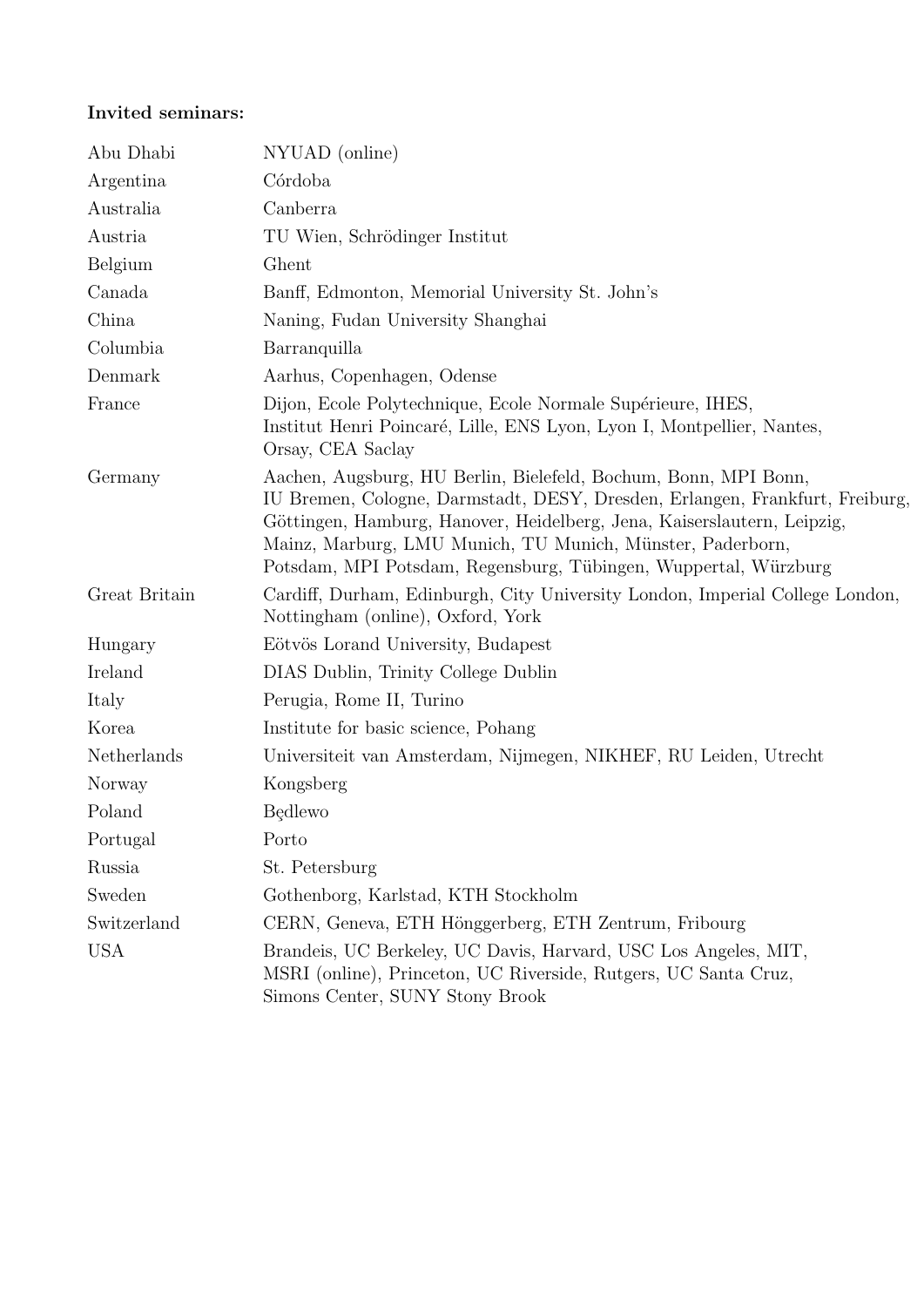**Invited seminars:**

| | |
|---|---|
| Abu Dhabi | NYUAD (online) |
| Argentina | Córdoba |
| Australia | Canberra |
| Austria | TU Wien, Schrödinger Institut |
| Belgium | Ghent |
| Canada | Banff, Edmonton, Memorial University St. John's |
| China | Naning, Fudan University Shanghai |
| Columbia | Barranquilla |
| Denmark | Aarhus, Copenhagen, Odense |
| France | Dijon, Ecole Polytechnique, Ecole Normale Supérieure, IHES, Institut Henri Poincaré, Lille, ENS Lyon, Lyon I, Montpellier, Nantes, Orsay, CEA Saclay |
| Germany | Aachen, Augsburg, HU Berlin, Bielefeld, Bochum, Bonn, MPI Bonn, IU Bremen, Cologne, Darmstadt, DESY, Dresden, Erlangen, Frankfurt, Freiburg, Göttingen, Hamburg, Hanover, Heidelberg, Jena, Kaiserslautern, Leipzig, Mainz, Marburg, LMU Munich, TU Munich, Münster, Paderborn, Potsdam, MPI Potsdam, Regensburg, Tübingen, Wuppertal, Würzburg |
| Great Britain | Cardiff, Durham, Edinburgh, City University London, Imperial College London, Nottingham (online), Oxford, York |
| Hungary | Eötvös Lorand University, Budapest |
| Ireland | DIAS Dublin, Trinity College Dublin |
| Italy | Perugia, Rome II, Turino |
| Korea | Institute for basic science, Pohang |
| Netherlands | Universiteit van Amsterdam, Nijmegen, NIKHEF, RU Leiden, Utrecht |
| Norway | Kongsberg |
| Poland | Będlewo |
| Portugal | Porto |
| Russia | St. Petersburg |
| Sweden | Gothenborg, Karlstad, KTH Stockholm |
| Switzerland | CERN, Geneva, ETH Hönggerberg, ETH Zentrum, Fribourg |
| USA | Brandeis, UC Berkeley, UC Davis, Harvard, USC Los Angeles, MIT, MSRI (online), Princeton, UC Riverside, Rutgers, UC Santa Cruz, Simons Center, SUNY Stony Brook |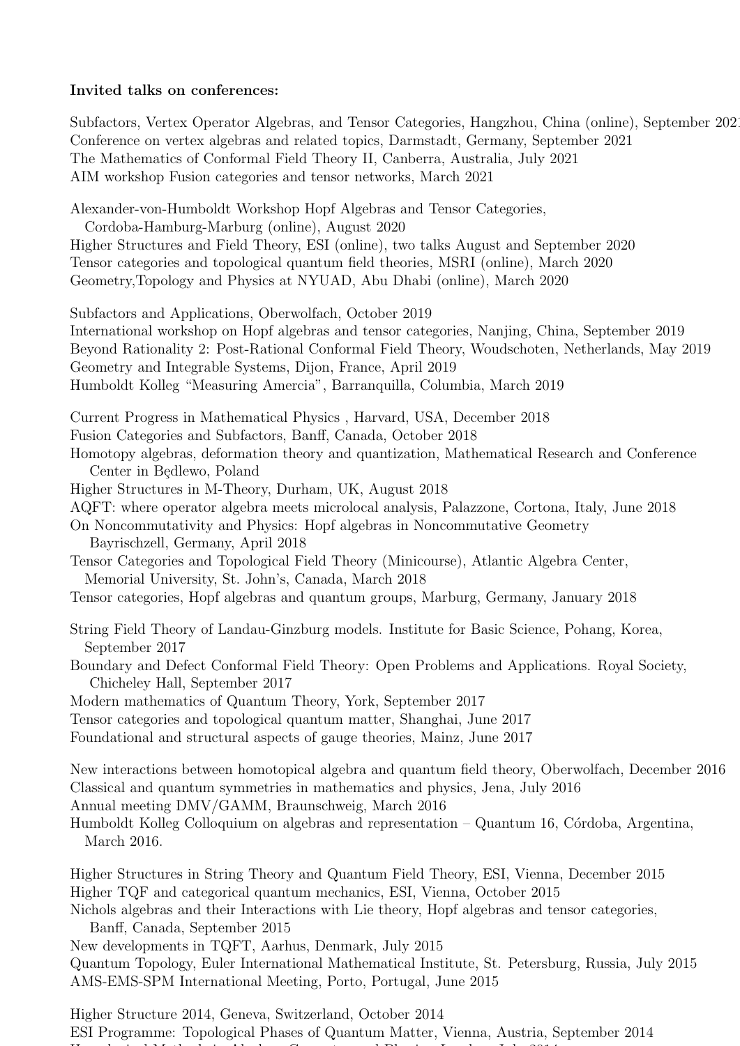**Invited talks on conferences:**

Subfactors, Vertex Operator Algebras, and Tensor Categories, Hangzhou, China (online), September 2021
Conference on vertex algebras and related topics, Darmstadt, Germany, September 2021
The Mathematics of Conformal Field Theory II, Canberra, Australia, July 2021
AIM workshop Fusion categories and tensor networks, March 2021

Alexander-von-Humboldt Workshop Hopf Algebras and Tensor Categories,
Cordoba-Hamburg-Marburg (online), August 2020
Higher Structures and Field Theory, ESI (online), two talks August and September 2020
Tensor categories and topological quantum field theories, MSRI (online), March 2020
Geometry,Topology and Physics at NYUAD, Abu Dhabi (online), March 2020

Subfactors and Applications, Oberwolfach, October 2019
International workshop on Hopf algebras and tensor categories, Nanjing, China, September 2019
Beyond Rationality 2: Post-Rational Conformal Field Theory, Woudschoten, Netherlands, May 2019
Geometry and Integrable Systems, Dijon, France, April 2019
Humboldt Kolleg "Measuring Amercia", Barranquilla, Columbia, March 2019

Current Progress in Mathematical Physics , Harvard, USA, December 2018
Fusion Categories and Subfactors, Banff, Canada, October 2018
Homotopy algebras, deformation theory and quantization, Mathematical Research and Conference
Center in Będlewo, Poland
Higher Structures in M-Theory, Durham, UK, August 2018
AQFT: where operator algebra meets microlocal analysis, Palazzone, Cortona, Italy, June 2018
On Noncommutativity and Physics: Hopf algebras in Noncommutative Geometry
Bayrischzell, Germany, April 2018
Tensor Categories and Topological Field Theory (Minicourse), Atlantic Algebra Center,
Memorial University, St. John's, Canada, March 2018
Tensor categories, Hopf algebras and quantum groups, Marburg, Germany, January 2018

String Field Theory of Landau-Ginzburg models. Institute for Basic Science, Pohang, Korea,
September 2017
Boundary and Defect Conformal Field Theory: Open Problems and Applications. Royal Society,
Chicheley Hall, September 2017
Modern mathematics of Quantum Theory, York, September 2017
Tensor categories and topological quantum matter, Shanghai, June 2017
Foundational and structural aspects of gauge theories, Mainz, June 2017

New interactions between homotopical algebra and quantum field theory, Oberwolfach, December 2016
Classical and quantum symmetries in mathematics and physics, Jena, July 2016
Annual meeting DMV/GAMM, Braunschweig, March 2016
Humboldt Kolleg Colloquium on algebras and representation – Quantum 16, Córdoba, Argentina,
March 2016.

Higher Structures in String Theory and Quantum Field Theory, ESI, Vienna, December 2015
Higher TQF and categorical quantum mechanics, ESI, Vienna, October 2015
Nichols algebras and their Interactions with Lie theory, Hopf algebras and tensor categories,
Banff, Canada, September 2015
New developments in TQFT, Aarhus, Denmark, July 2015
Quantum Topology, Euler International Mathematical Institute, St. Petersburg, Russia, July 2015
AMS-EMS-SPM International Meeting, Porto, Portugal, June 2015

Higher Structure 2014, Geneva, Switzerland, October 2014
ESI Programme: Topological Phases of Quantum Matter, Vienna, Austria, September 2014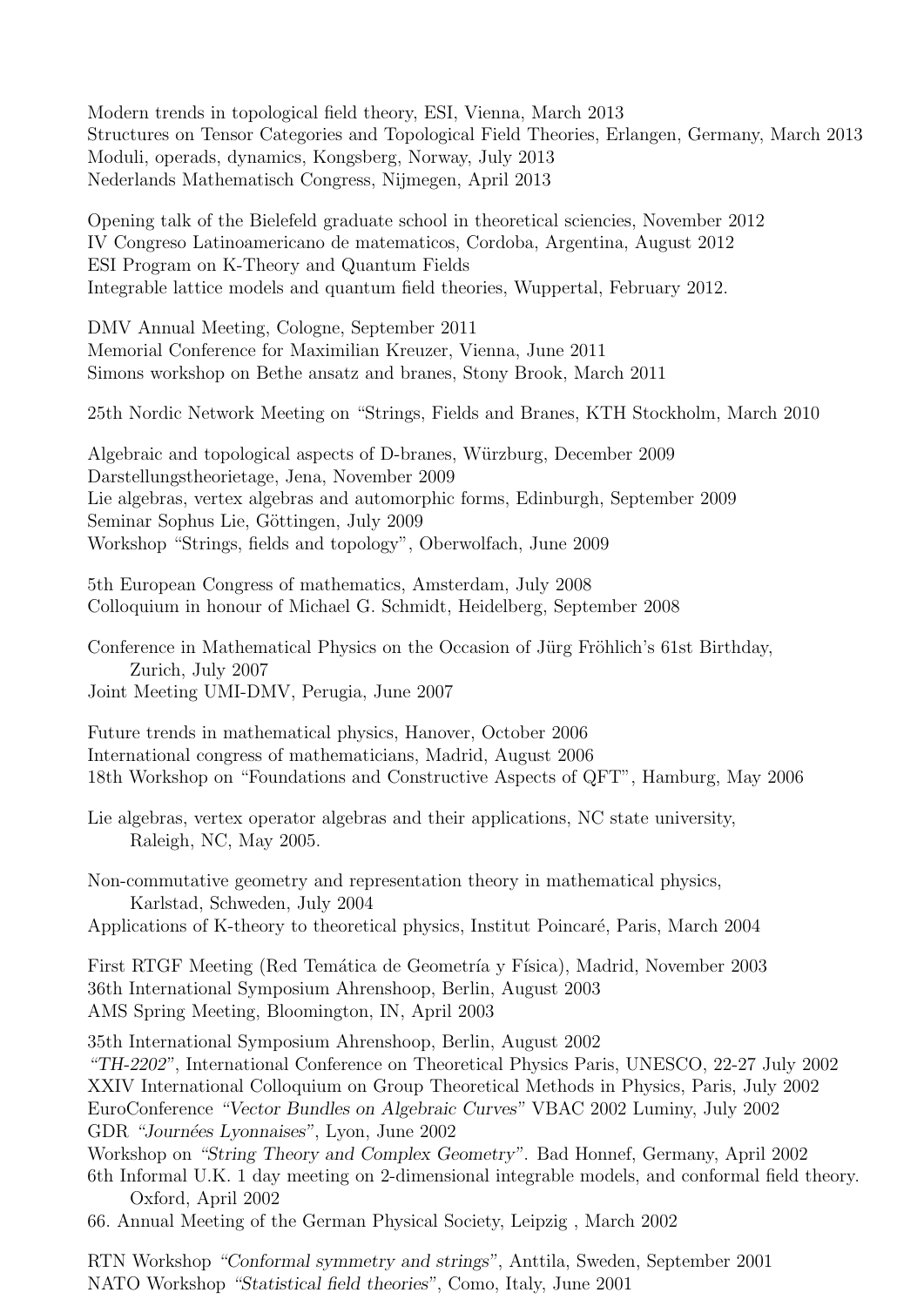Modern trends in topological field theory, ESI, Vienna, March 2013
Structures on Tensor Categories and Topological Field Theories, Erlangen, Germany, March 2013
Moduli, operads, dynamics, Kongsberg, Norway, July 2013
Nederlands Mathematisch Congress, Nijmegen, April 2013

Opening talk of the Bielefeld graduate school in theoretical sciencies, November 2012
IV Congreso Latinoamericano de matematicos, Cordoba, Argentina, August 2012
ESI Program on K-Theory and Quantum Fields
Integrable lattice models and quantum field theories, Wuppertal, February 2012.

DMV Annual Meeting, Cologne, September 2011
Memorial Conference for Maximilian Kreuzer, Vienna, June 2011
Simons workshop on Bethe ansatz and branes, Stony Brook, March 2011

25th Nordic Network Meeting on "Strings, Fields and Branes, KTH Stockholm, March 2010

Algebraic and topological aspects of D-branes, Würzburg, December 2009
Darstellungstheorietage, Jena, November 2009
Lie algebras, vertex algebras and automorphic forms, Edinburgh, September 2009
Seminar Sophus Lie, Göttingen, July 2009
Workshop "Strings, fields and topology", Oberwolfach, June 2009

5th European Congress of mathematics, Amsterdam, July 2008
Colloquium in honour of Michael G. Schmidt, Heidelberg, September 2008

Conference in Mathematical Physics on the Occasion of Jürg Fröhlich's 61st Birthday,
  Zurich, July 2007
Joint Meeting UMI-DMV, Perugia, June 2007

Future trends in mathematical physics, Hanover, October 2006
International congress of mathematicians, Madrid, August 2006
18th Workshop on "Foundations and Constructive Aspects of QFT", Hamburg, May 2006

Lie algebras, vertex operator algebras and their applications, NC state university,
  Raleigh, NC, May 2005.

Non-commutative geometry and representation theory in mathematical physics,
  Karlstad, Schweden, July 2004
Applications of K-theory to theoretical physics, Institut Poincaré, Paris, March 2004

First RTGF Meeting (Red Temática de Geometría y Física), Madrid, November 2003
36th International Symposium Ahrenshoop, Berlin, August 2003
AMS Spring Meeting, Bloomington, IN, April 2003

35th International Symposium Ahrenshoop, Berlin, August 2002
*"TH-2202"*, International Conference on Theoretical Physics Paris, UNESCO, 22-27 July 2002
XXIV International Colloquium on Group Theoretical Methods in Physics, Paris, July 2002
EuroConference *"Vector Bundles on Algebraic Curves"* VBAC 2002 Luminy, July 2002
GDR *"Journées Lyonnaises"*, Lyon, June 2002
Workshop on *"String Theory and Complex Geometry"*. Bad Honnef, Germany, April 2002
6th Informal U.K. 1 day meeting on 2-dimensional integrable models, and conformal field theory.
  Oxford, April 2002
66. Annual Meeting of the German Physical Society, Leipzig , March 2002

RTN Workshop *"Conformal symmetry and strings"*, Anttila, Sweden, September 2001
NATO Workshop *"Statistical field theories"*, Como, Italy, June 2001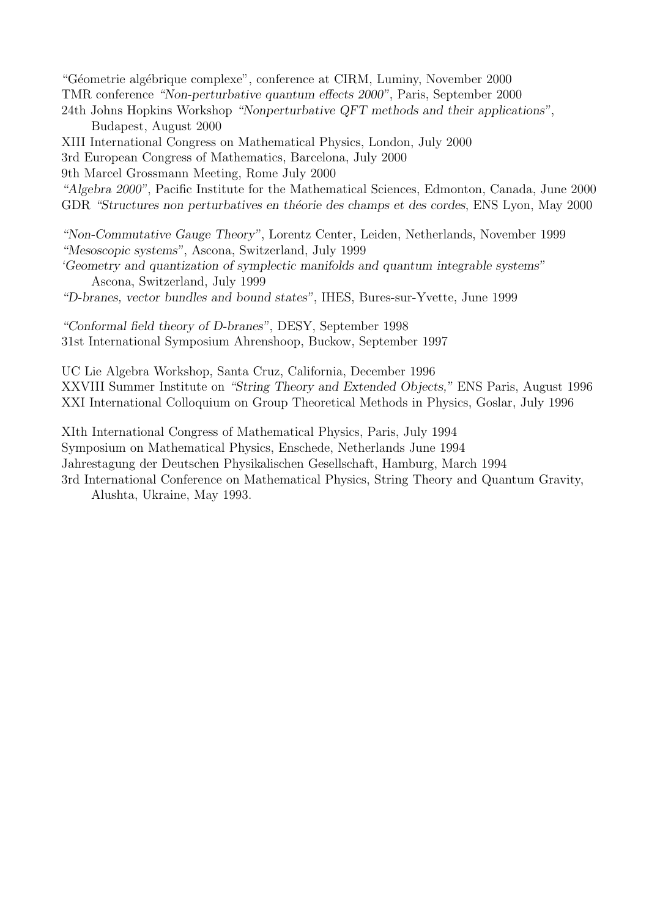"Géometrie algébrique complexe", conference at CIRM, Luminy, November 2000
TMR conference *"Non-perturbative quantum effects 2000"*, Paris, September 2000
24th Johns Hopkins Workshop *"Nonperturbative QFT methods and their applications"*,
    Budapest, August 2000
XIII International Congress on Mathematical Physics, London, July 2000
3rd European Congress of Mathematics, Barcelona, July 2000
9th Marcel Grossmann Meeting, Rome July 2000
*"Algebra 2000"*, Pacific Institute for the Mathematical Sciences, Edmonton, Canada, June 2000
GDR *"Structures non perturbatives en théorie des champs et des cordes*, ENS Lyon, May 2000

*"Non-Commutative Gauge Theory"*, Lorentz Center, Leiden, Netherlands, November 1999
*"Mesoscopic systems"*, Ascona, Switzerland, July 1999
*'Geometry and quantization of symplectic manifolds and quantum integrable systems"*
    Ascona, Switzerland, July 1999
*"D-branes, vector bundles and bound states"*, IHES, Bures-sur-Yvette, June 1999

*"Conformal field theory of D-branes"*, DESY, September 1998
31st International Symposium Ahrenshoop, Buckow, September 1997

UC Lie Algebra Workshop, Santa Cruz, California, December 1996
XXVIII Summer Institute on *"String Theory and Extended Objects,"* ENS Paris, August 1996
XXI International Colloquium on Group Theoretical Methods in Physics, Goslar, July 1996

XIth International Congress of Mathematical Physics, Paris, July 1994
Symposium on Mathematical Physics, Enschede, Netherlands June 1994
Jahrestagung der Deutschen Physikalischen Gesellschaft, Hamburg, March 1994
3rd International Conference on Mathematical Physics, String Theory and Quantum Gravity,
    Alushta, Ukraine, May 1993.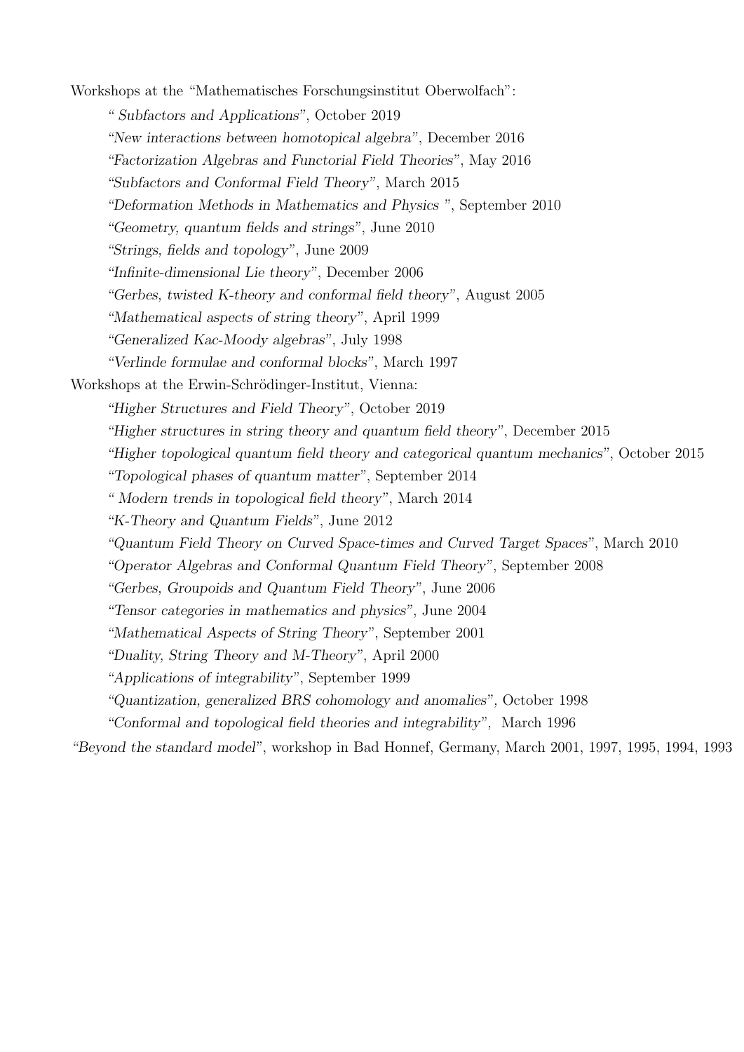Workshops at the "Mathematisches Forschungsinstitut Oberwolfach":

- *" Subfactors and Applications"*, October 2019
- *"New interactions between homotopical algebra"*, December 2016
- *"Factorization Algebras and Functorial Field Theories"*, May 2016
- *"Subfactors and Conformal Field Theory"*, March 2015
- *"Deformation Methods in Mathematics and Physics "*, September 2010
- *"Geometry, quantum fields and strings"*, June 2010
- *"Strings, fields and topology"*, June 2009
- *"Infinite-dimensional Lie theory"*, December 2006
- *"Gerbes, twisted K-theory and conformal field theory"*, August 2005
- *"Mathematical aspects of string theory"*, April 1999
- *"Generalized Kac-Moody algebras"*, July 1998
- *"Verlinde formulae and conformal blocks"*, March 1997

Workshops at the Erwin-Schrödinger-Institut, Vienna:

- *"Higher Structures and Field Theory"*, October 2019
- *"Higher structures in string theory and quantum field theory"*, December 2015
- *"Higher topological quantum field theory and categorical quantum mechanics"*, October 2015
- *"Topological phases of quantum matter"*, September 2014
- *" Modern trends in topological field theory"*, March 2014
- *"K-Theory and Quantum Fields"*, June 2012
- *"Quantum Field Theory on Curved Space-times and Curved Target Spaces"*, March 2010
- *"Operator Algebras and Conformal Quantum Field Theory"*, September 2008
- *"Gerbes, Groupoids and Quantum Field Theory"*, June 2006
- *"Tensor categories in mathematics and physics"*, June 2004
- *"Mathematical Aspects of String Theory"*, September 2001
- *"Duality, String Theory and M-Theory"*, April 2000
- *"Applications of integrability"*, September 1999
- *"Quantization, generalized BRS cohomology and anomalies"*, October 1998
- *"Conformal and topological field theories and integrability"*, March 1996

*"Beyond the standard model"*, workshop in Bad Honnef, Germany, March 2001, 1997, 1995, 1994, 1993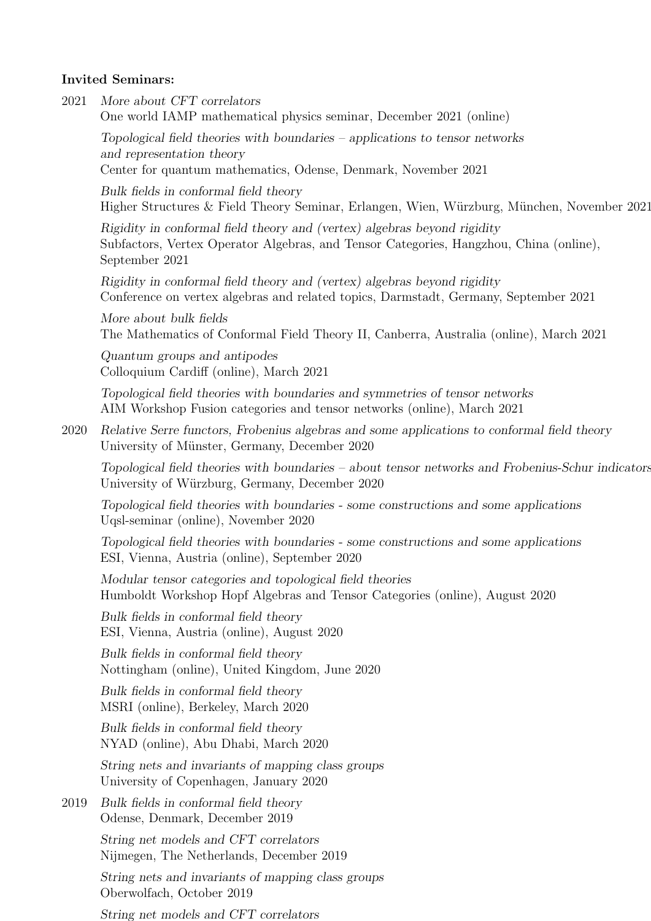**Invited Seminars:**

2021 *More about CFT correlators*
One world IAMP mathematical physics seminar, December 2021 (online)

*Topological field theories with boundaries – applications to tensor networks and representation theory*
Center for quantum mathematics, Odense, Denmark, November 2021

*Bulk fields in conformal field theory*
Higher Structures & Field Theory Seminar, Erlangen, Wien, Würzburg, München, November 2021

*Rigidity in conformal field theory and (vertex) algebras beyond rigidity*
Subfactors, Vertex Operator Algebras, and Tensor Categories, Hangzhou, China (online), September 2021

*Rigidity in conformal field theory and (vertex) algebras beyond rigidity*
Conference on vertex algebras and related topics, Darmstadt, Germany, September 2021

*More about bulk fields*
The Mathematics of Conformal Field Theory II, Canberra, Australia (online), March 2021

*Quantum groups and antipodes*
Colloquium Cardiff (online), March 2021

*Topological field theories with boundaries and symmetries of tensor networks*
AIM Workshop Fusion categories and tensor networks (online), March 2021

2020 *Relative Serre functors, Frobenius algebras and some applications to conformal field theory*
University of Münster, Germany, December 2020

*Topological field theories with boundaries – about tensor networks and Frobenius-Schur indicators*
University of Würzburg, Germany, December 2020

*Topological field theories with boundaries - some constructions and some applications*
Uqsl-seminar (online), November 2020

*Topological field theories with boundaries - some constructions and some applications*
ESI, Vienna, Austria (online), September 2020

*Modular tensor categories and topological field theories*
Humboldt Workshop Hopf Algebras and Tensor Categories (online), August 2020

*Bulk fields in conformal field theory*
ESI, Vienna, Austria (online), August 2020

*Bulk fields in conformal field theory*
Nottingham (online), United Kingdom, June 2020

*Bulk fields in conformal field theory*
MSRI (online), Berkeley, March 2020

*Bulk fields in conformal field theory*
NYAD (online), Abu Dhabi, March 2020

*String nets and invariants of mapping class groups*
University of Copenhagen, January 2020

2019 *Bulk fields in conformal field theory*
Odense, Denmark, December 2019

*String net models and CFT correlators*
Nijmegen, The Netherlands, December 2019

*String nets and invariants of mapping class groups*
Oberwolfach, October 2019

*String net models and CFT correlators*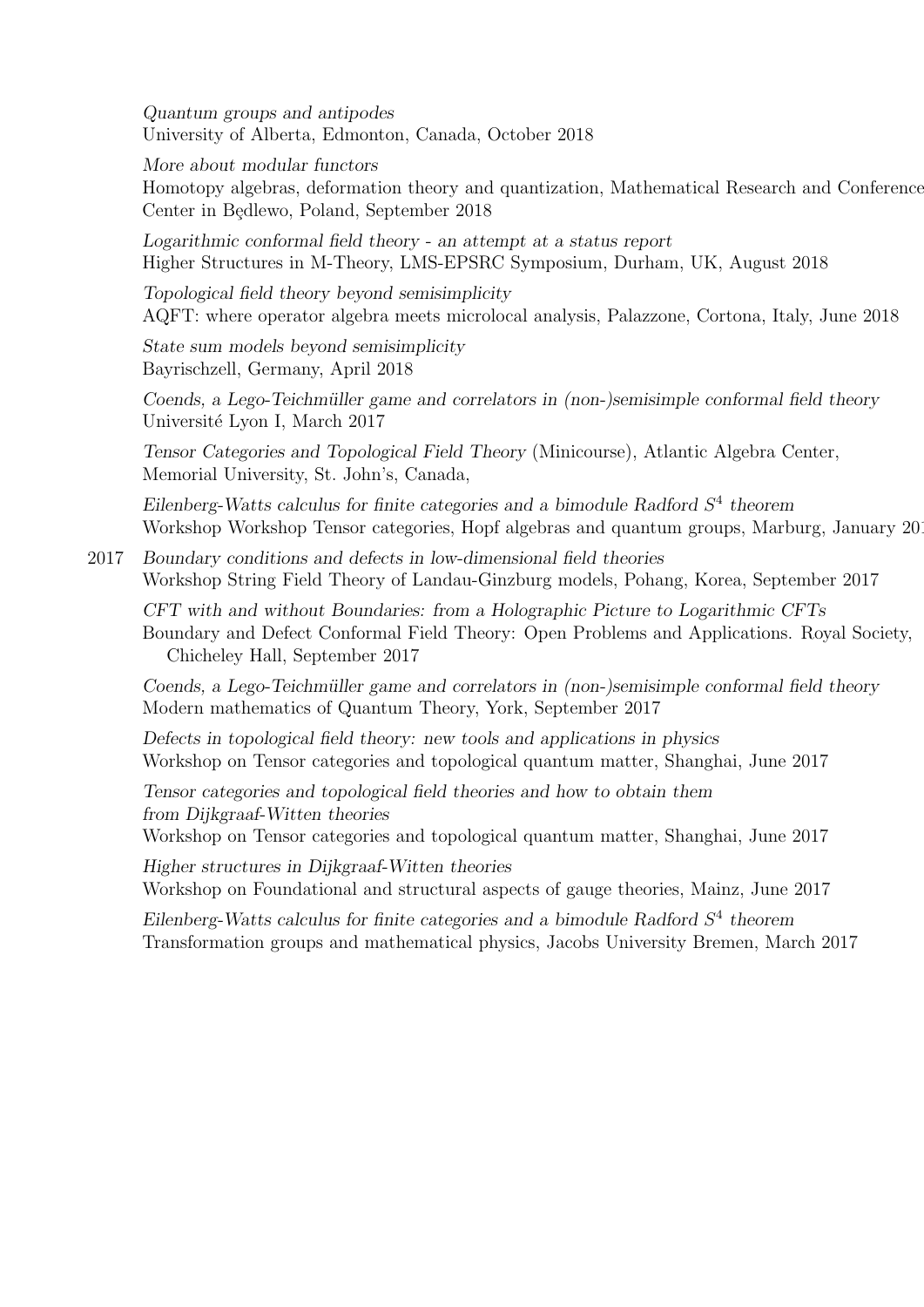*Quantum groups and antipodes*
University of Alberta, Edmonton, Canada, October 2018

*More about modular functors*
Homotopy algebras, deformation theory and quantization, Mathematical Research and Conference Center in Będlewo, Poland, September 2018

*Logarithmic conformal field theory - an attempt at a status report*
Higher Structures in M-Theory, LMS-EPSRC Symposium, Durham, UK, August 2018

*Topological field theory beyond semisimplicity*
AQFT: where operator algebra meets microlocal analysis, Palazzone, Cortona, Italy, June 2018

*State sum models beyond semisimplicity*
Bayrischzell, Germany, April 2018

*Coends, a Lego-Teichmüller game and correlators in (non-)semisimple conformal field theory*
Université Lyon I, March 2017

*Tensor Categories and Topological Field Theory* (Minicourse), Atlantic Algebra Center, Memorial University, St. John's, Canada,

*Eilenberg-Watts calculus for finite categories and a bimodule Radford $S^4$ theorem*
Workshop Workshop Tensor categories, Hopf algebras and quantum groups, Marburg, January 201

2017 *Boundary conditions and defects in low-dimensional field theories*
Workshop String Field Theory of Landau-Ginzburg models, Pohang, Korea, September 2017

*CFT with and without Boundaries: from a Holographic Picture to Logarithmic CFTs*
Boundary and Defect Conformal Field Theory: Open Problems and Applications. Royal Society, Chicheley Hall, September 2017

*Coends, a Lego-Teichmüller game and correlators in (non-)semisimple conformal field theory*
Modern mathematics of Quantum Theory, York, September 2017

*Defects in topological field theory: new tools and applications in physics*
Workshop on Tensor categories and topological quantum matter, Shanghai, June 2017

*Tensor categories and topological field theories and how to obtain them from Dijkgraaf-Witten theories*
Workshop on Tensor categories and topological quantum matter, Shanghai, June 2017

*Higher structures in Dijkgraaf-Witten theories*
Workshop on Foundational and structural aspects of gauge theories, Mainz, June 2017

*Eilenberg-Watts calculus for finite categories and a bimodule Radford $S^4$ theorem*
Transformation groups and mathematical physics, Jacobs University Bremen, March 2017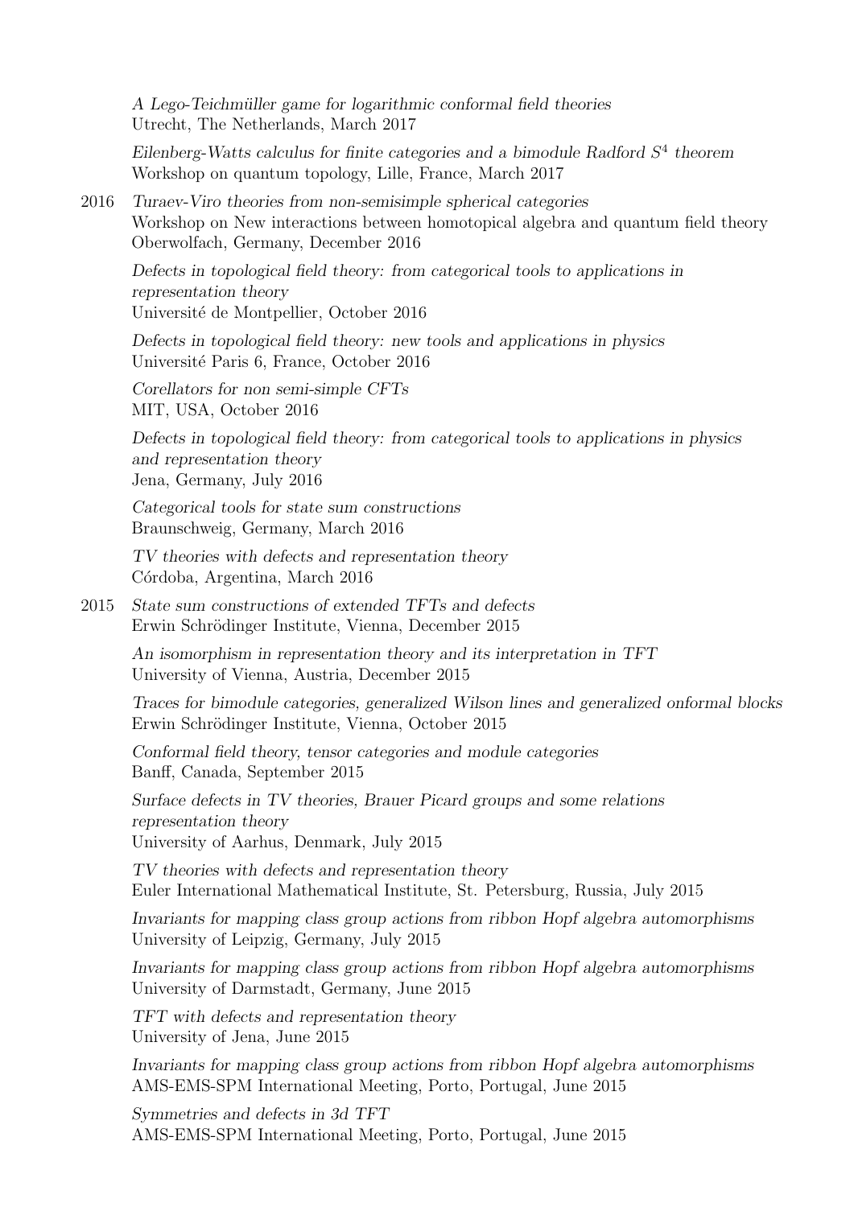*A Lego-Teichmüller game for logarithmic conformal field theories*
Utrecht, The Netherlands, March 2017

*Eilenberg-Watts calculus for finite categories and a bimodule Radford $S^4$ theorem*
Workshop on quantum topology, Lille, France, March 2017

2016 *Turaev-Viro theories from non-semisimple spherical categories*
Workshop on New interactions between homotopical algebra and quantum field theory
Oberwolfach, Germany, December 2016

*Defects in topological field theory: from categorical tools to applications in representation theory*
Université de Montpellier, October 2016

*Defects in topological field theory: new tools and applications in physics*
Université Paris 6, France, October 2016

*Corellators for non semi-simple CFTs*
MIT, USA, October 2016

*Defects in topological field theory: from categorical tools to applications in physics and representation theory*
Jena, Germany, July 2016

*Categorical tools for state sum constructions*
Braunschweig, Germany, March 2016

*TV theories with defects and representation theory*
Córdoba, Argentina, March 2016

2015 *State sum constructions of extended TFTs and defects*
Erwin Schrödinger Institute, Vienna, December 2015

*An isomorphism in representation theory and its interpretation in TFT*
University of Vienna, Austria, December 2015

*Traces for bimodule categories, generalized Wilson lines and generalized onformal blocks*
Erwin Schrödinger Institute, Vienna, October 2015

*Conformal field theory, tensor categories and module categories*
Banff, Canada, September 2015

*Surface defects in TV theories, Brauer Picard groups and some relations representation theory*
University of Aarhus, Denmark, July 2015

*TV theories with defects and representation theory*
Euler International Mathematical Institute, St. Petersburg, Russia, July 2015

*Invariants for mapping class group actions from ribbon Hopf algebra automorphisms*
University of Leipzig, Germany, July 2015

*Invariants for mapping class group actions from ribbon Hopf algebra automorphisms*
University of Darmstadt, Germany, June 2015

*TFT with defects and representation theory*
University of Jena, June 2015

*Invariants for mapping class group actions from ribbon Hopf algebra automorphisms*
AMS-EMS-SPM International Meeting, Porto, Portugal, June 2015

*Symmetries and defects in 3d TFT*
AMS-EMS-SPM International Meeting, Porto, Portugal, June 2015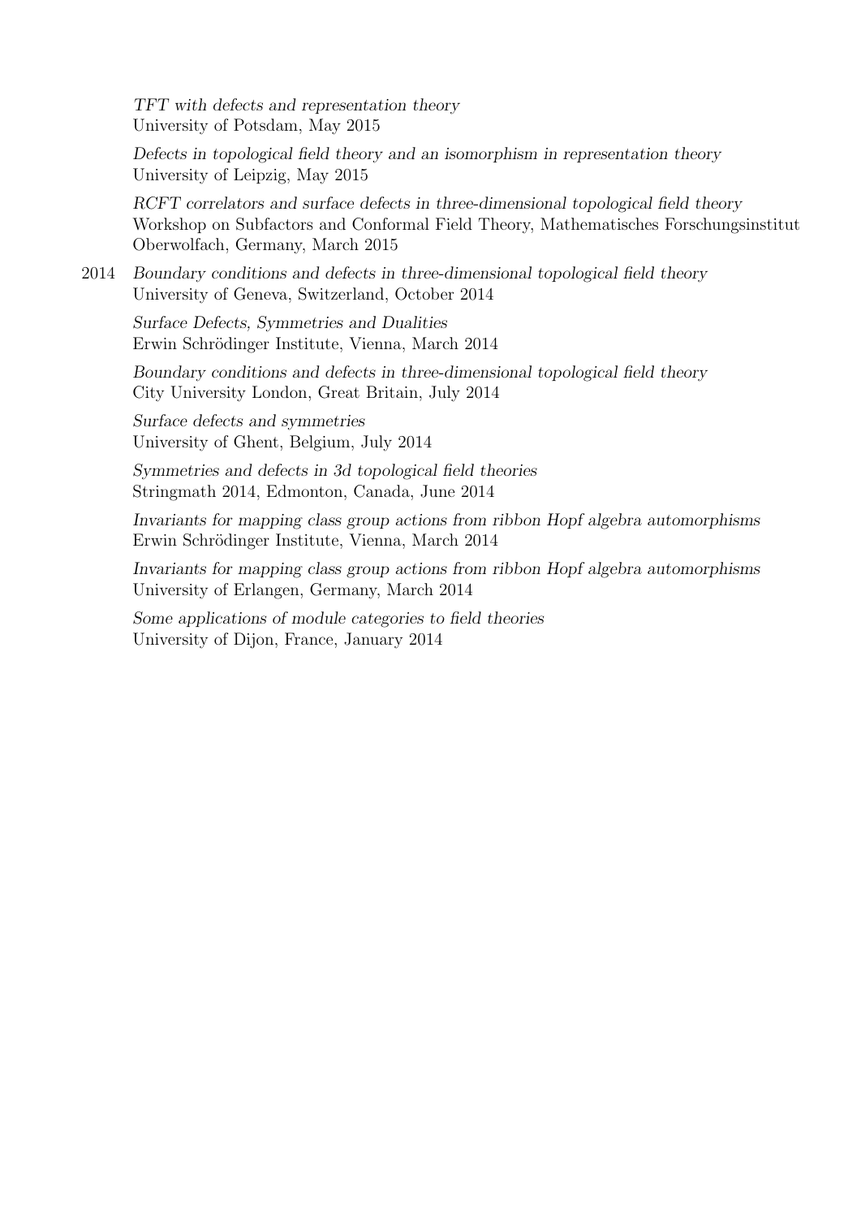*TFT with defects and representation theory*
University of Potsdam, May 2015

*Defects in topological field theory and an isomorphism in representation theory*
University of Leipzig, May 2015

*RCFT correlators and surface defects in three-dimensional topological field theory*
Workshop on Subfactors and Conformal Field Theory, Mathematisches Forschungsinstitut Oberwolfach, Germany, March 2015

2014 *Boundary conditions and defects in three-dimensional topological field theory*
University of Geneva, Switzerland, October 2014

*Surface Defects, Symmetries and Dualities*
Erwin Schrödinger Institute, Vienna, March 2014

*Boundary conditions and defects in three-dimensional topological field theory*
City University London, Great Britain, July 2014

*Surface defects and symmetries*
University of Ghent, Belgium, July 2014

*Symmetries and defects in 3d topological field theories*
Stringmath 2014, Edmonton, Canada, June 2014

*Invariants for mapping class group actions from ribbon Hopf algebra automorphisms*
Erwin Schrödinger Institute, Vienna, March 2014

*Invariants for mapping class group actions from ribbon Hopf algebra automorphisms*
University of Erlangen, Germany, March 2014

*Some applications of module categories to field theories*
University of Dijon, France, January 2014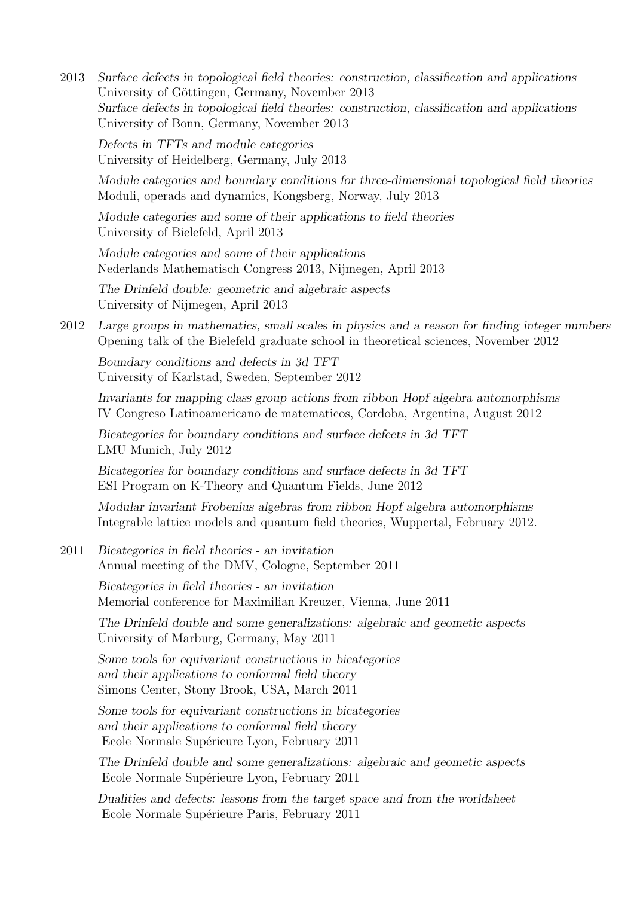2013 *Surface defects in topological field theories: construction, classification and applications*
University of Göttingen, Germany, November 2013
*Surface defects in topological field theories: construction, classification and applications*
University of Bonn, Germany, November 2013

*Defects in TFTs and module categories*
University of Heidelberg, Germany, July 2013

*Module categories and boundary conditions for three-dimensional topological field theories*
Moduli, operads and dynamics, Kongsberg, Norway, July 2013

*Module categories and some of their applications to field theories*
University of Bielefeld, April 2013

*Module categories and some of their applications*
Nederlands Mathematisch Congress 2013, Nijmegen, April 2013

*The Drinfeld double: geometric and algebraic aspects*
University of Nijmegen, April 2013

2012 *Large groups in mathematics, small scales in physics and a reason for finding integer numbers*
Opening talk of the Bielefeld graduate school in theoretical sciences, November 2012

*Boundary conditions and defects in 3d TFT*
University of Karlstad, Sweden, September 2012

*Invariants for mapping class group actions from ribbon Hopf algebra automorphisms*
IV Congreso Latinoamericano de matematicos, Cordoba, Argentina, August 2012

*Bicategories for boundary conditions and surface defects in 3d TFT*
LMU Munich, July 2012

*Bicategories for boundary conditions and surface defects in 3d TFT*
ESI Program on K-Theory and Quantum Fields, June 2012

*Modular invariant Frobenius algebras from ribbon Hopf algebra automorphisms*
Integrable lattice models and quantum field theories, Wuppertal, February 2012.

2011 *Bicategories in field theories - an invitation*
Annual meeting of the DMV, Cologne, September 2011

*Bicategories in field theories - an invitation*
Memorial conference for Maximilian Kreuzer, Vienna, June 2011

*The Drinfeld double and some generalizations: algebraic and geometic aspects*
University of Marburg, Germany, May 2011

*Some tools for equivariant constructions in bicategories and their applications to conformal field theory*
Simons Center, Stony Brook, USA, March 2011

*Some tools for equivariant constructions in bicategories and their applications to conformal field theory*
Ecole Normale Supérieure Lyon, February 2011

*The Drinfeld double and some generalizations: algebraic and geometic aspects*
Ecole Normale Supérieure Lyon, February 2011

*Dualities and defects: lessons from the target space and from the worldsheet*
Ecole Normale Supérieure Paris, February 2011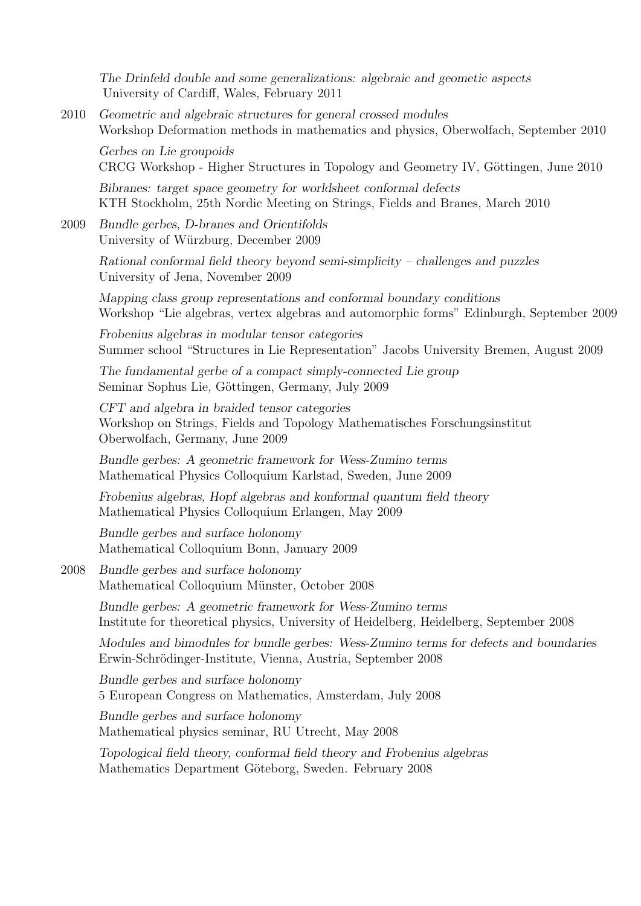*The Drinfeld double and some generalizations: algebraic and geometic aspects*
University of Cardiff, Wales, February 2011

2010 *Geometric and algebraic structures for general crossed modules*
Workshop Deformation methods in mathematics and physics, Oberwolfach, September 2010

*Gerbes on Lie groupoids*
CRCG Workshop - Higher Structures in Topology and Geometry IV, Göttingen, June 2010

*Bibranes: target space geometry for worldsheet conformal defects*
KTH Stockholm, 25th Nordic Meeting on Strings, Fields and Branes, March 2010

2009 *Bundle gerbes, D-branes and Orientifolds*
University of Würzburg, December 2009

*Rational conformal field theory beyond semi-simplicity – challenges and puzzles*
University of Jena, November 2009

*Mapping class group representations and conformal boundary conditions*
Workshop "Lie algebras, vertex algebras and automorphic forms" Edinburgh, September 2009

*Frobenius algebras in modular tensor categories*
Summer school "Structures in Lie Representation" Jacobs University Bremen, August 2009

*The fundamental gerbe of a compact simply-connected Lie group*
Seminar Sophus Lie, Göttingen, Germany, July 2009

*CFT and algebra in braided tensor categories*
Workshop on Strings, Fields and Topology Mathematisches Forschungsinstitut Oberwolfach, Germany, June 2009

*Bundle gerbes: A geometric framework for Wess-Zumino terms*
Mathematical Physics Colloquium Karlstad, Sweden, June 2009

*Frobenius algebras, Hopf algebras and konformal quantum field theory*
Mathematical Physics Colloquium Erlangen, May 2009

*Bundle gerbes and surface holonomy*
Mathematical Colloquium Bonn, January 2009

2008 *Bundle gerbes and surface holonomy*
Mathematical Colloquium Münster, October 2008

*Bundle gerbes: A geometric framework for Wess-Zumino terms*
Institute for theoretical physics, University of Heidelberg, Heidelberg, September 2008

*Modules and bimodules for bundle gerbes: Wess-Zumino terms for defects and boundaries*
Erwin-Schrödinger-Institute, Vienna, Austria, September 2008

*Bundle gerbes and surface holonomy*
5 European Congress on Mathematics, Amsterdam, July 2008

*Bundle gerbes and surface holonomy*
Mathematical physics seminar, RU Utrecht, May 2008

*Topological field theory, conformal field theory and Frobenius algebras*
Mathematics Department Göteborg, Sweden. February 2008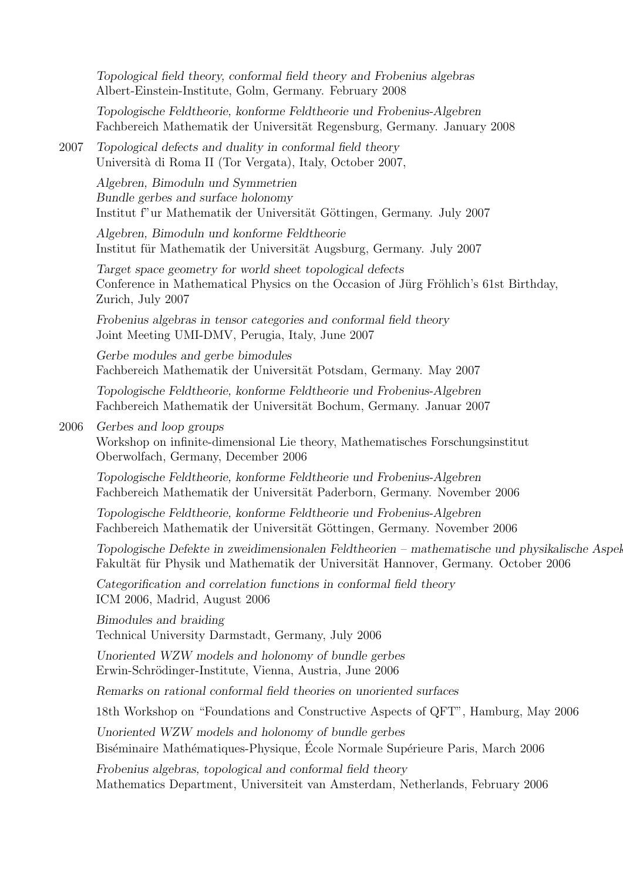*Topological field theory, conformal field theory and Frobenius algebras*
Albert-Einstein-Institute, Golm, Germany. February 2008

*Topologische Feldtheorie, konforme Feldtheorie und Frobenius-Algebren*
Fachbereich Mathematik der Universität Regensburg, Germany. January 2008

2007 *Topological defects and duality in conformal field theory*
Università di Roma II (Tor Vergata), Italy, October 2007,

*Algebren, Bimoduln und Symmetrien*
*Bundle gerbes and surface holonomy*
Institut f"ur Mathematik der Universität Göttingen, Germany. July 2007

*Algebren, Bimoduln und konforme Feldtheorie*
Institut für Mathematik der Universität Augsburg, Germany. July 2007

*Target space geometry for world sheet topological defects*
Conference in Mathematical Physics on the Occasion of Jürg Fröhlich's 61st Birthday, Zurich, July 2007

*Frobenius algebras in tensor categories and conformal field theory*
Joint Meeting UMI-DMV, Perugia, Italy, June 2007

*Gerbe modules and gerbe bimodules*
Fachbereich Mathematik der Universität Potsdam, Germany. May 2007

*Topologische Feldtheorie, konforme Feldtheorie und Frobenius-Algebren*
Fachbereich Mathematik der Universität Bochum, Germany. Januar 2007

2006 *Gerbes and loop groups*
Workshop on infinite-dimensional Lie theory, Mathematisches Forschungsinstitut Oberwolfach, Germany, December 2006

*Topologische Feldtheorie, konforme Feldtheorie und Frobenius-Algebren*
Fachbereich Mathematik der Universität Paderborn, Germany. November 2006

*Topologische Feldtheorie, konforme Feldtheorie und Frobenius-Algebren*
Fachbereich Mathematik der Universität Göttingen, Germany. November 2006

*Topologische Defekte in zweidimensionalen Feldtheorien – mathematische und physikalische Aspek*
Fakultät für Physik und Mathematik der Universität Hannover, Germany. October 2006

*Categorification and correlation functions in conformal field theory*
ICM 2006, Madrid, August 2006

*Bimodules and braiding*
Technical University Darmstadt, Germany, July 2006

*Unoriented WZW models and holonomy of bundle gerbes*
Erwin-Schrödinger-Institute, Vienna, Austria, June 2006

*Remarks on rational conformal field theories on unoriented surfaces*

18th Workshop on "Foundations and Constructive Aspects of QFT", Hamburg, May 2006

*Unoriented WZW models and holonomy of bundle gerbes*
Biséminaire Mathématiques-Physique, École Normale Supérieure Paris, March 2006

*Frobenius algebras, topological and conformal field theory*
Mathematics Department, Universiteit van Amsterdam, Netherlands, February 2006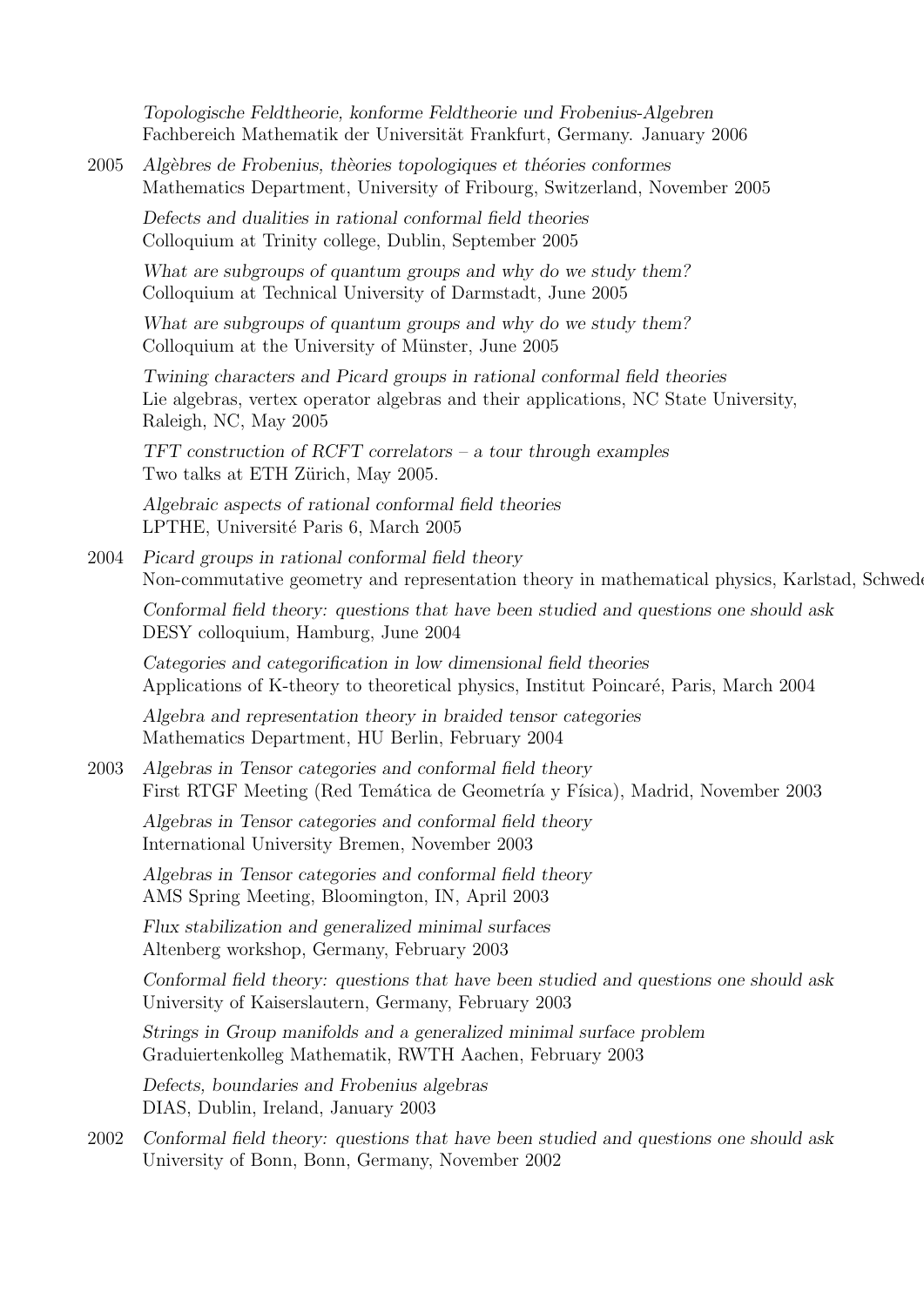*Topologische Feldtheorie, konforme Feldtheorie und Frobenius-Algebren*
Fachbereich Mathematik der Universität Frankfurt, Germany. January 2006

2005 *Algèbres de Frobenius, thèories topologiques et théories conformes*
Mathematics Department, University of Fribourg, Switzerland, November 2005

*Defects and dualities in rational conformal field theories*
Colloquium at Trinity college, Dublin, September 2005

*What are subgroups of quantum groups and why do we study them?*
Colloquium at Technical University of Darmstadt, June 2005

*What are subgroups of quantum groups and why do we study them?*
Colloquium at the University of Münster, June 2005

*Twining characters and Picard groups in rational conformal field theories*
Lie algebras, vertex operator algebras and their applications, NC State University, Raleigh, NC, May 2005

*TFT construction of RCFT correlators – a tour through examples*
Two talks at ETH Zürich, May 2005.

*Algebraic aspects of rational conformal field theories*
LPTHE, Université Paris 6, March 2005

2004 *Picard groups in rational conformal field theory*
Non-commutative geometry and representation theory in mathematical physics, Karlstad, Schwede

*Conformal field theory: questions that have been studied and questions one should ask*
DESY colloquium, Hamburg, June 2004

*Categories and categorification in low dimensional field theories*
Applications of K-theory to theoretical physics, Institut Poincaré, Paris, March 2004

*Algebra and representation theory in braided tensor categories*
Mathematics Department, HU Berlin, February 2004

2003 *Algebras in Tensor categories and conformal field theory*
First RTGF Meeting (Red Temática de Geometría y Física), Madrid, November 2003

*Algebras in Tensor categories and conformal field theory*
International University Bremen, November 2003

*Algebras in Tensor categories and conformal field theory*
AMS Spring Meeting, Bloomington, IN, April 2003

*Flux stabilization and generalized minimal surfaces*
Altenberg workshop, Germany, February 2003

*Conformal field theory: questions that have been studied and questions one should ask*
University of Kaiserslautern, Germany, February 2003

*Strings in Group manifolds and a generalized minimal surface problem*
Graduiertenkolleg Mathematik, RWTH Aachen, February 2003

*Defects, boundaries and Frobenius algebras*
DIAS, Dublin, Ireland, January 2003

2002 *Conformal field theory: questions that have been studied and questions one should ask*
University of Bonn, Bonn, Germany, November 2002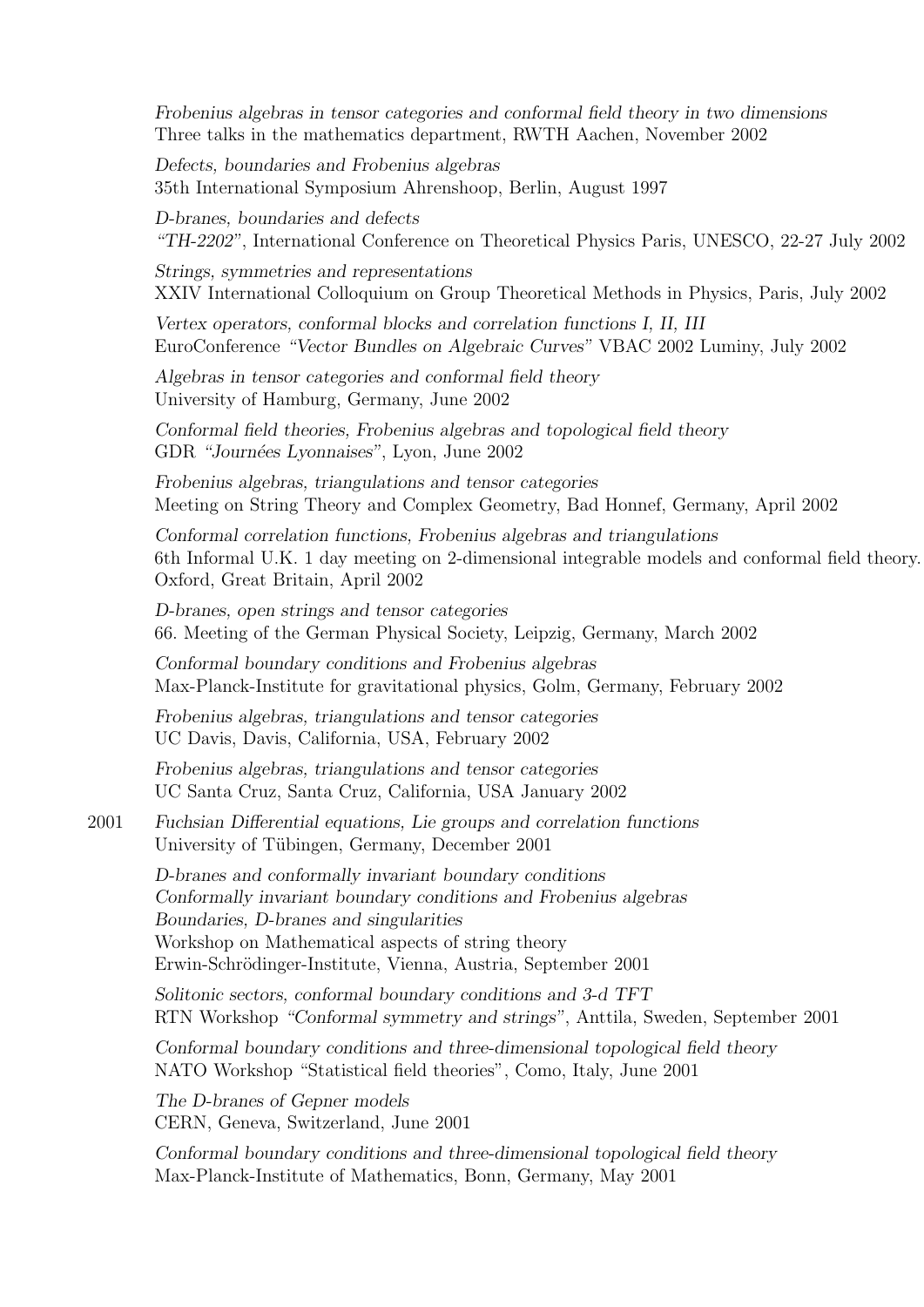*Frobenius algebras in tensor categories and conformal field theory in two dimensions*
Three talks in the mathematics department, RWTH Aachen, November 2002

*Defects, boundaries and Frobenius algebras*
35th International Symposium Ahrenshoop, Berlin, August 1997

*D-branes, boundaries and defects*
*"TH-2202"*, International Conference on Theoretical Physics Paris, UNESCO, 22-27 July 2002

*Strings, symmetries and representations*
XXIV International Colloquium on Group Theoretical Methods in Physics, Paris, July 2002

*Vertex operators, conformal blocks and correlation functions I, II, III*
EuroConference *"Vector Bundles on Algebraic Curves"* VBAC 2002 Luminy, July 2002

*Algebras in tensor categories and conformal field theory*
University of Hamburg, Germany, June 2002

*Conformal field theories, Frobenius algebras and topological field theory*
GDR *"Journées Lyonnaises"*, Lyon, June 2002

*Frobenius algebras, triangulations and tensor categories*
Meeting on String Theory and Complex Geometry, Bad Honnef, Germany, April 2002

*Conformal correlation functions, Frobenius algebras and triangulations*
6th Informal U.K. 1 day meeting on 2-dimensional integrable models and conformal field theory. Oxford, Great Britain, April 2002

*D-branes, open strings and tensor categories*
66. Meeting of the German Physical Society, Leipzig, Germany, March 2002

*Conformal boundary conditions and Frobenius algebras*
Max-Planck-Institute for gravitational physics, Golm, Germany, February 2002

*Frobenius algebras, triangulations and tensor categories*
UC Davis, Davis, California, USA, February 2002

*Frobenius algebras, triangulations and tensor categories*
UC Santa Cruz, Santa Cruz, California, USA January 2002

2001 *Fuchsian Differential equations, Lie groups and correlation functions*
University of Tübingen, Germany, December 2001

*D-branes and conformally invariant boundary conditions*
*Conformally invariant boundary conditions and Frobenius algebras*
*Boundaries, D-branes and singularities*
Workshop on Mathematical aspects of string theory
Erwin-Schrödinger-Institute, Vienna, Austria, September 2001

*Solitonic sectors, conformal boundary conditions and 3-d TFT*
RTN Workshop *"Conformal symmetry and strings"*, Anttila, Sweden, September 2001

*Conformal boundary conditions and three-dimensional topological field theory*
NATO Workshop "Statistical field theories", Como, Italy, June 2001

*The D-branes of Gepner models*
CERN, Geneva, Switzerland, June 2001

*Conformal boundary conditions and three-dimensional topological field theory*
Max-Planck-Institute of Mathematics, Bonn, Germany, May 2001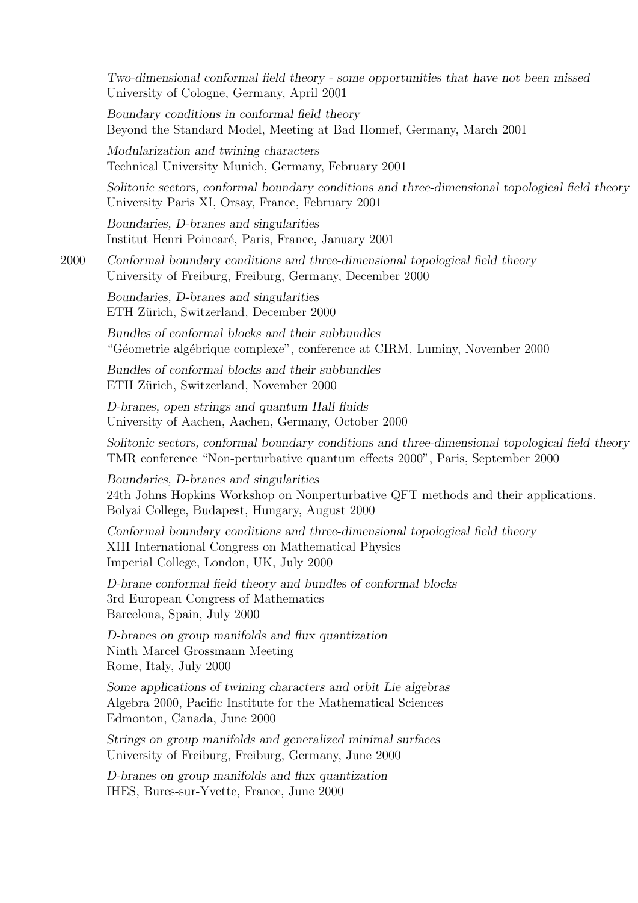*Two-dimensional conformal field theory - some opportunities that have not been missed*
University of Cologne, Germany, April 2001

*Boundary conditions in conformal field theory*
Beyond the Standard Model, Meeting at Bad Honnef, Germany, March 2001

*Modularization and twining characters*
Technical University Munich, Germany, February 2001

*Solitonic sectors, conformal boundary conditions and three-dimensional topological field theory*
University Paris XI, Orsay, France, February 2001

*Boundaries, D-branes and singularities*
Institut Henri Poincaré, Paris, France, January 2001

2000 *Conformal boundary conditions and three-dimensional topological field theory*
University of Freiburg, Freiburg, Germany, December 2000

*Boundaries, D-branes and singularities*
ETH Zürich, Switzerland, December 2000

*Bundles of conformal blocks and their subbundles*
"Géometrie algébrique complexe", conference at CIRM, Luminy, November 2000

*Bundles of conformal blocks and their subbundles*
ETH Zürich, Switzerland, November 2000

*D-branes, open strings and quantum Hall fluids*
University of Aachen, Aachen, Germany, October 2000

*Solitonic sectors, conformal boundary conditions and three-dimensional topological field theory*
TMR conference "Non-perturbative quantum effects 2000", Paris, September 2000

*Boundaries, D-branes and singularities*
24th Johns Hopkins Workshop on Nonperturbative QFT methods and their applications.
Bolyai College, Budapest, Hungary, August 2000

*Conformal boundary conditions and three-dimensional topological field theory*
XIII International Congress on Mathematical Physics
Imperial College, London, UK, July 2000

*D-brane conformal field theory and bundles of conformal blocks*
3rd European Congress of Mathematics
Barcelona, Spain, July 2000

*D-branes on group manifolds and flux quantization*
Ninth Marcel Grossmann Meeting
Rome, Italy, July 2000

*Some applications of twining characters and orbit Lie algebras*
Algebra 2000, Pacific Institute for the Mathematical Sciences
Edmonton, Canada, June 2000

*Strings on group manifolds and generalized minimal surfaces*
University of Freiburg, Freiburg, Germany, June 2000

*D-branes on group manifolds and flux quantization*
IHES, Bures-sur-Yvette, France, June 2000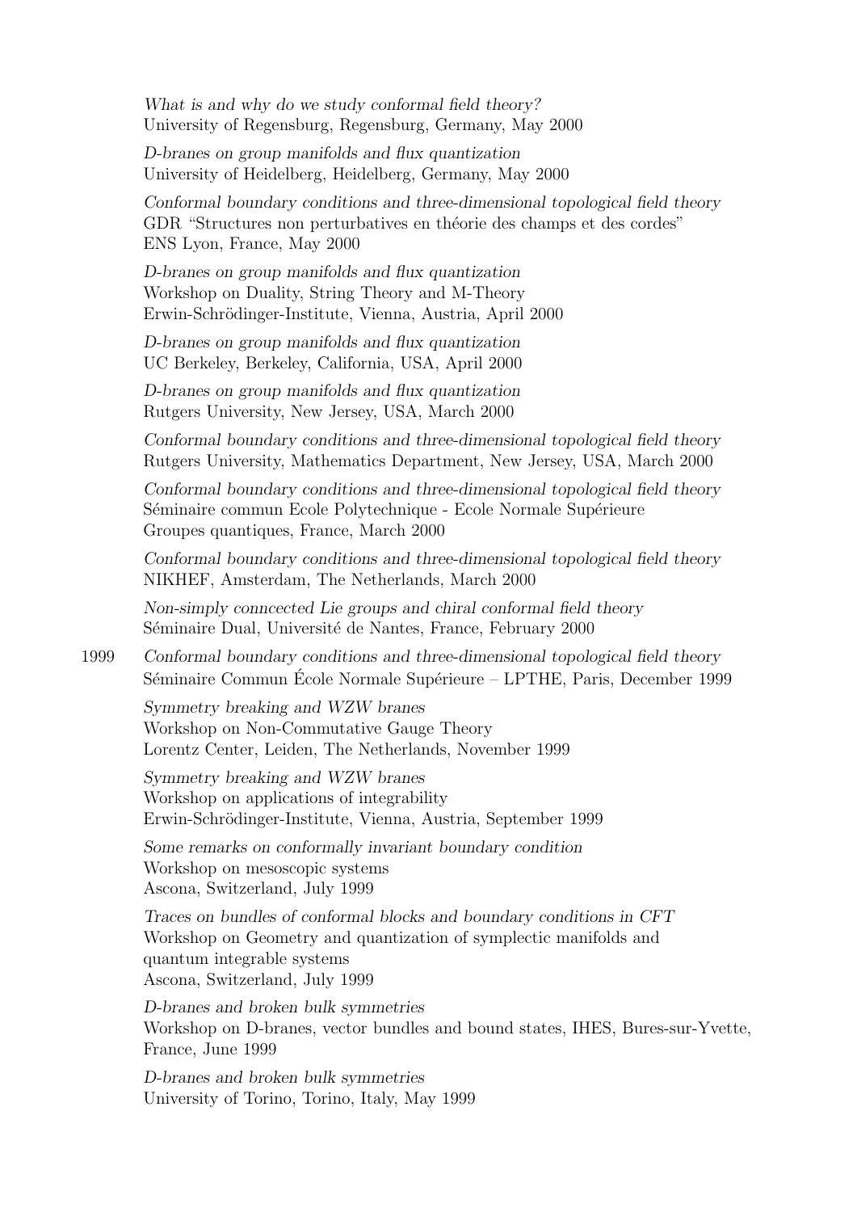*What is and why do we study conformal field theory?*
University of Regensburg, Regensburg, Germany, May 2000

*D-branes on group manifolds and flux quantization*
University of Heidelberg, Heidelberg, Germany, May 2000

*Conformal boundary conditions and three-dimensional topological field theory*
GDR "Structures non perturbatives en théorie des champs et des cordes"
ENS Lyon, France, May 2000

*D-branes on group manifolds and flux quantization*
Workshop on Duality, String Theory and M-Theory
Erwin-Schrödinger-Institute, Vienna, Austria, April 2000

*D-branes on group manifolds and flux quantization*
UC Berkeley, Berkeley, California, USA, April 2000

*D-branes on group manifolds and flux quantization*
Rutgers University, New Jersey, USA, March 2000

*Conformal boundary conditions and three-dimensional topological field theory*
Rutgers University, Mathematics Department, New Jersey, USA, March 2000

*Conformal boundary conditions and three-dimensional topological field theory*
Séminaire commun Ecole Polytechnique - Ecole Normale Supérieure
Groupes quantiques, France, March 2000

*Conformal boundary conditions and three-dimensional topological field theory*
NIKHEF, Amsterdam, The Netherlands, March 2000

*Non-simply conncected Lie groups and chiral conformal field theory*
Séminaire Dual, Université de Nantes, France, February 2000

1999 *Conformal boundary conditions and three-dimensional topological field theory*
Séminaire Commun École Normale Supérieure – LPTHE, Paris, December 1999

*Symmetry breaking and WZW branes*
Workshop on Non-Commutative Gauge Theory
Lorentz Center, Leiden, The Netherlands, November 1999

*Symmetry breaking and WZW branes*
Workshop on applications of integrability
Erwin-Schrödinger-Institute, Vienna, Austria, September 1999

*Some remarks on conformally invariant boundary condition*
Workshop on mesoscopic systems
Ascona, Switzerland, July 1999

*Traces on bundles of conformal blocks and boundary conditions in CFT*
Workshop on Geometry and quantization of symplectic manifolds and quantum integrable systems
Ascona, Switzerland, July 1999

*D-branes and broken bulk symmetries*
Workshop on D-branes, vector bundles and bound states, IHES, Bures-sur-Yvette, France, June 1999

*D-branes and broken bulk symmetries*
University of Torino, Torino, Italy, May 1999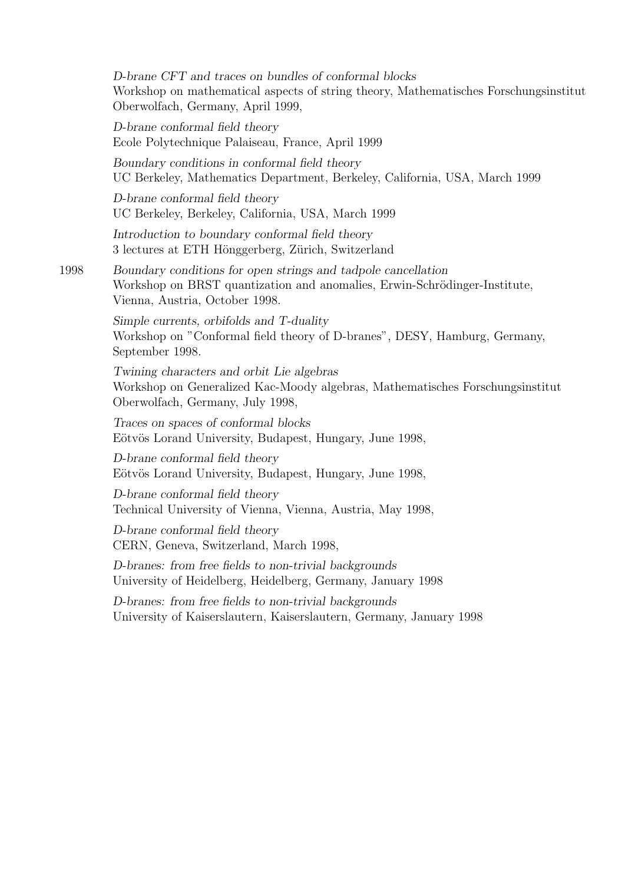*D-brane CFT and traces on bundles of conformal blocks*
Workshop on mathematical aspects of string theory, Mathematisches Forschungsinstitut Oberwolfach, Germany, April 1999,

*D-brane conformal field theory*
Ecole Polytechnique Palaiseau, France, April 1999

*Boundary conditions in conformal field theory*
UC Berkeley, Mathematics Department, Berkeley, California, USA, March 1999

*D-brane conformal field theory*
UC Berkeley, Berkeley, California, USA, March 1999

*Introduction to boundary conformal field theory*
3 lectures at ETH Hönggerberg, Zürich, Switzerland

1998 *Boundary conditions for open strings and tadpole cancellation*
Workshop on BRST quantization and anomalies, Erwin-Schrödinger-Institute, Vienna, Austria, October 1998.

*Simple currents, orbifolds and T-duality*
Workshop on "Conformal field theory of D-branes", DESY, Hamburg, Germany, September 1998.

*Twining characters and orbit Lie algebras*
Workshop on Generalized Kac-Moody algebras, Mathematisches Forschungsinstitut Oberwolfach, Germany, July 1998,

*Traces on spaces of conformal blocks*
Eötvös Lorand University, Budapest, Hungary, June 1998,

*D-brane conformal field theory*
Eötvös Lorand University, Budapest, Hungary, June 1998,

*D-brane conformal field theory*
Technical University of Vienna, Vienna, Austria, May 1998,

*D-brane conformal field theory*
CERN, Geneva, Switzerland, March 1998,

*D-branes: from free fields to non-trivial backgrounds*
University of Heidelberg, Heidelberg, Germany, January 1998

*D-branes: from free fields to non-trivial backgrounds*
University of Kaiserslautern, Kaiserslautern, Germany, January 1998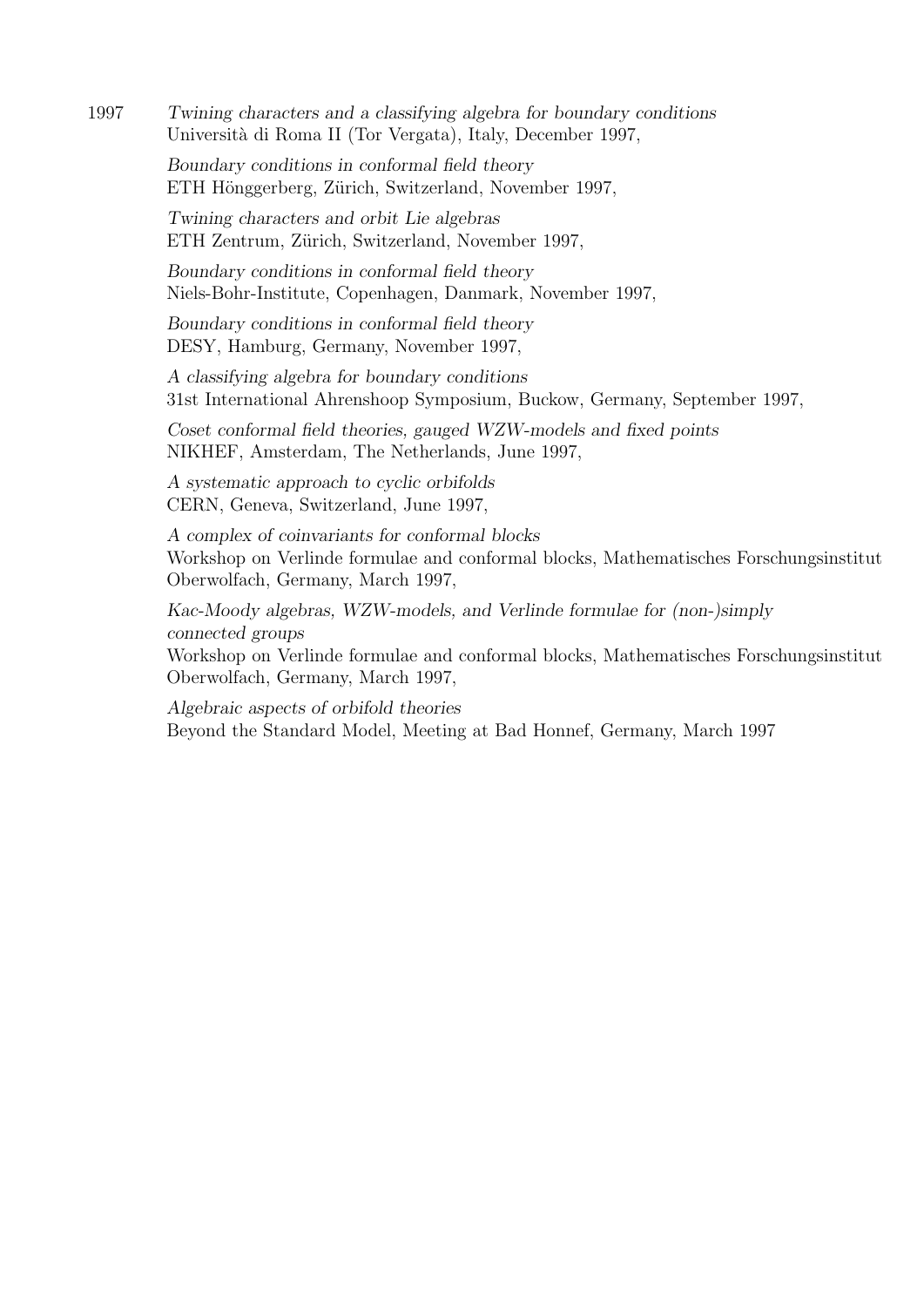1997 *Twining characters and a classifying algebra for boundary conditions*
Università di Roma II (Tor Vergata), Italy, December 1997,

*Boundary conditions in conformal field theory*
ETH Hönggerberg, Zürich, Switzerland, November 1997,

*Twining characters and orbit Lie algebras*
ETH Zentrum, Zürich, Switzerland, November 1997,

*Boundary conditions in conformal field theory*
Niels-Bohr-Institute, Copenhagen, Danmark, November 1997,

*Boundary conditions in conformal field theory*
DESY, Hamburg, Germany, November 1997,

*A classifying algebra for boundary conditions*
31st International Ahrenshoop Symposium, Buckow, Germany, September 1997,

*Coset conformal field theories, gauged WZW-models and fixed points*
NIKHEF, Amsterdam, The Netherlands, June 1997,

*A systematic approach to cyclic orbifolds*
CERN, Geneva, Switzerland, June 1997,

*A complex of coinvariants for conformal blocks*
Workshop on Verlinde formulae and conformal blocks, Mathematisches Forschungsinstitut Oberwolfach, Germany, March 1997,

*Kac-Moody algebras, WZW-models, and Verlinde formulae for (non-)simply connected groups*
Workshop on Verlinde formulae and conformal blocks, Mathematisches Forschungsinstitut Oberwolfach, Germany, March 1997,

*Algebraic aspects of orbifold theories*
Beyond the Standard Model, Meeting at Bad Honnef, Germany, March 1997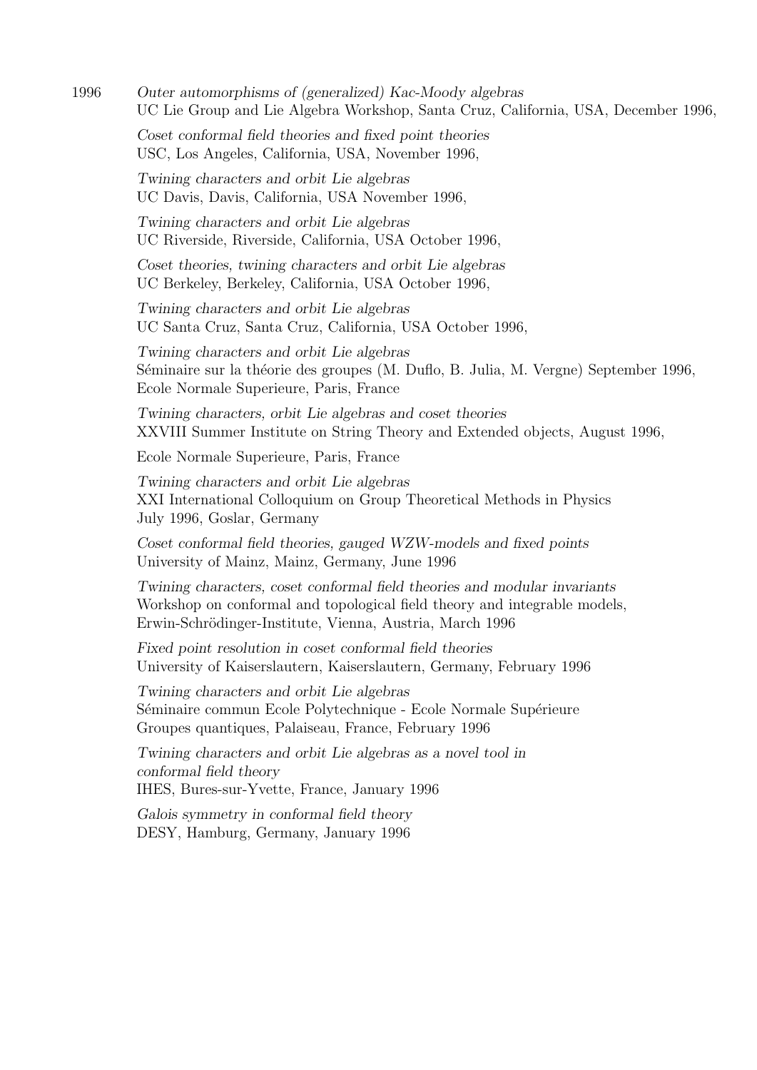1996 *Outer automorphisms of (generalized) Kac-Moody algebras*
UC Lie Group and Lie Algebra Workshop, Santa Cruz, California, USA, December 1996,

*Coset conformal field theories and fixed point theories*
USC, Los Angeles, California, USA, November 1996,

*Twining characters and orbit Lie algebras*
UC Davis, Davis, California, USA November 1996,

*Twining characters and orbit Lie algebras*
UC Riverside, Riverside, California, USA October 1996,

*Coset theories, twining characters and orbit Lie algebras*
UC Berkeley, Berkeley, California, USA October 1996,

*Twining characters and orbit Lie algebras*
UC Santa Cruz, Santa Cruz, California, USA October 1996,

*Twining characters and orbit Lie algebras*
Séminaire sur la théorie des groupes (M. Duflo, B. Julia, M. Vergne) September 1996,
Ecole Normale Superieure, Paris, France

*Twining characters, orbit Lie algebras and coset theories*
XXVIII Summer Institute on String Theory and Extended objects, August 1996,

Ecole Normale Superieure, Paris, France

*Twining characters and orbit Lie algebras*
XXI International Colloquium on Group Theoretical Methods in Physics
July 1996, Goslar, Germany

*Coset conformal field theories, gauged WZW-models and fixed points*
University of Mainz, Mainz, Germany, June 1996

*Twining characters, coset conformal field theories and modular invariants*
Workshop on conformal and topological field theory and integrable models,
Erwin-Schrödinger-Institute, Vienna, Austria, March 1996

*Fixed point resolution in coset conformal field theories*
University of Kaiserslautern, Kaiserslautern, Germany, February 1996

*Twining characters and orbit Lie algebras*
Séminaire commun Ecole Polytechnique - Ecole Normale Supérieure
Groupes quantiques, Palaiseau, France, February 1996

*Twining characters and orbit Lie algebras as a novel tool in conformal field theory*
IHES, Bures-sur-Yvette, France, January 1996

*Galois symmetry in conformal field theory*
DESY, Hamburg, Germany, January 1996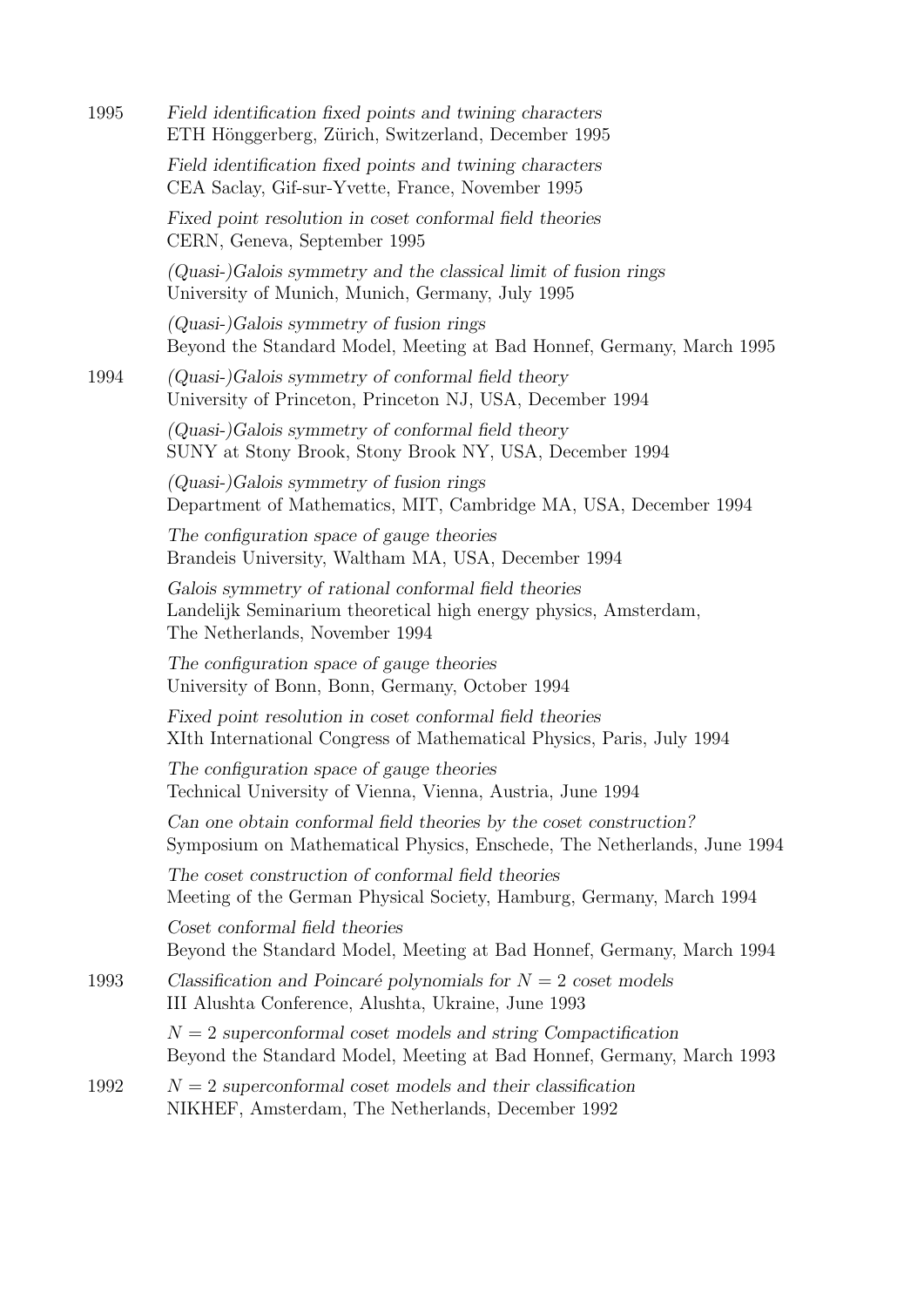1995 *Field identification fixed points and twining characters*
ETH Hönggerberg, Zürich, Switzerland, December 1995

*Field identification fixed points and twining characters*
CEA Saclay, Gif-sur-Yvette, France, November 1995

*Fixed point resolution in coset conformal field theories*
CERN, Geneva, September 1995

*(Quasi-)Galois symmetry and the classical limit of fusion rings*
University of Munich, Munich, Germany, July 1995

*(Quasi-)Galois symmetry of fusion rings*
Beyond the Standard Model, Meeting at Bad Honnef, Germany, March 1995

1994 *(Quasi-)Galois symmetry of conformal field theory*
University of Princeton, Princeton NJ, USA, December 1994

*(Quasi-)Galois symmetry of conformal field theory*
SUNY at Stony Brook, Stony Brook NY, USA, December 1994

*(Quasi-)Galois symmetry of fusion rings*
Department of Mathematics, MIT, Cambridge MA, USA, December 1994

*The configuration space of gauge theories*
Brandeis University, Waltham MA, USA, December 1994

*Galois symmetry of rational conformal field theories*
Landelijk Seminarium theoretical high energy physics, Amsterdam, The Netherlands, November 1994

*The configuration space of gauge theories*
University of Bonn, Bonn, Germany, October 1994

*Fixed point resolution in coset conformal field theories*
XIth International Congress of Mathematical Physics, Paris, July 1994

*The configuration space of gauge theories*
Technical University of Vienna, Vienna, Austria, June 1994

*Can one obtain conformal field theories by the coset construction?*
Symposium on Mathematical Physics, Enschede, The Netherlands, June 1994

*The coset construction of conformal field theories*
Meeting of the German Physical Society, Hamburg, Germany, March 1994

*Coset conformal field theories*
Beyond the Standard Model, Meeting at Bad Honnef, Germany, March 1994

1993 *Classification and Poincaré polynomials for $N = 2$ coset models*
III Alushta Conference, Alushta, Ukraine, June 1993

*$N = 2$ superconformal coset models and string Compactification*
Beyond the Standard Model, Meeting at Bad Honnef, Germany, March 1993

1992 *$N = 2$ superconformal coset models and their classification*
NIKHEF, Amsterdam, The Netherlands, December 1992